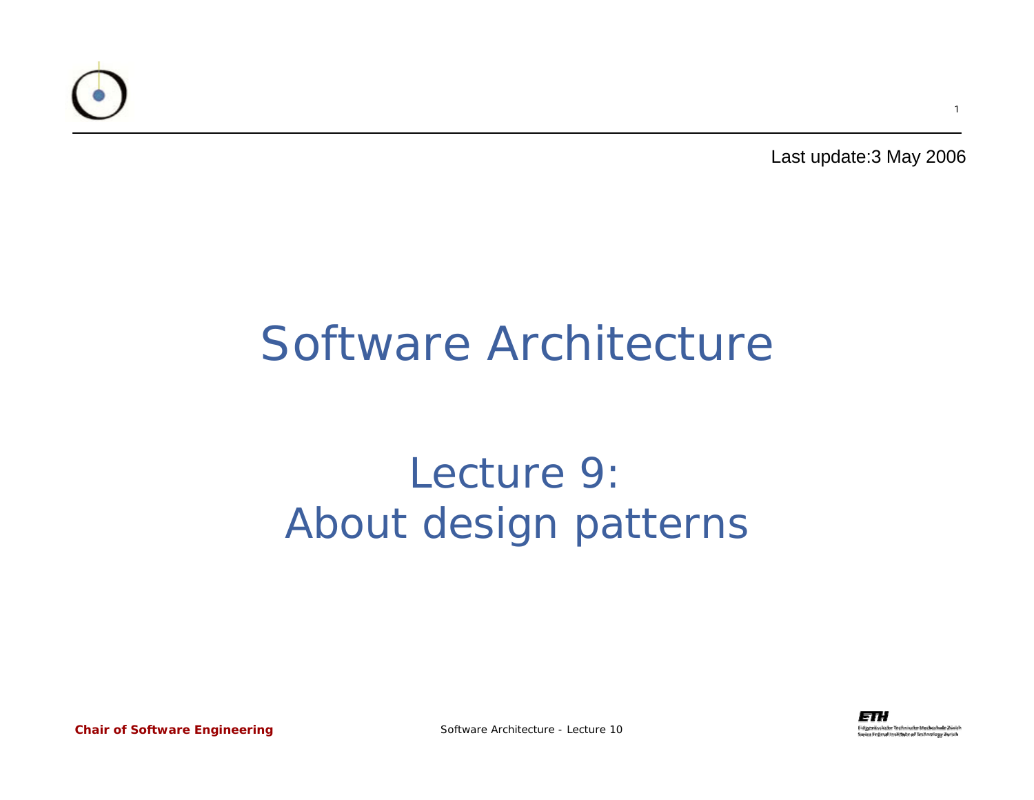Last update:3 May 2006

# Software Architecture

## Lecture 9: About design patterns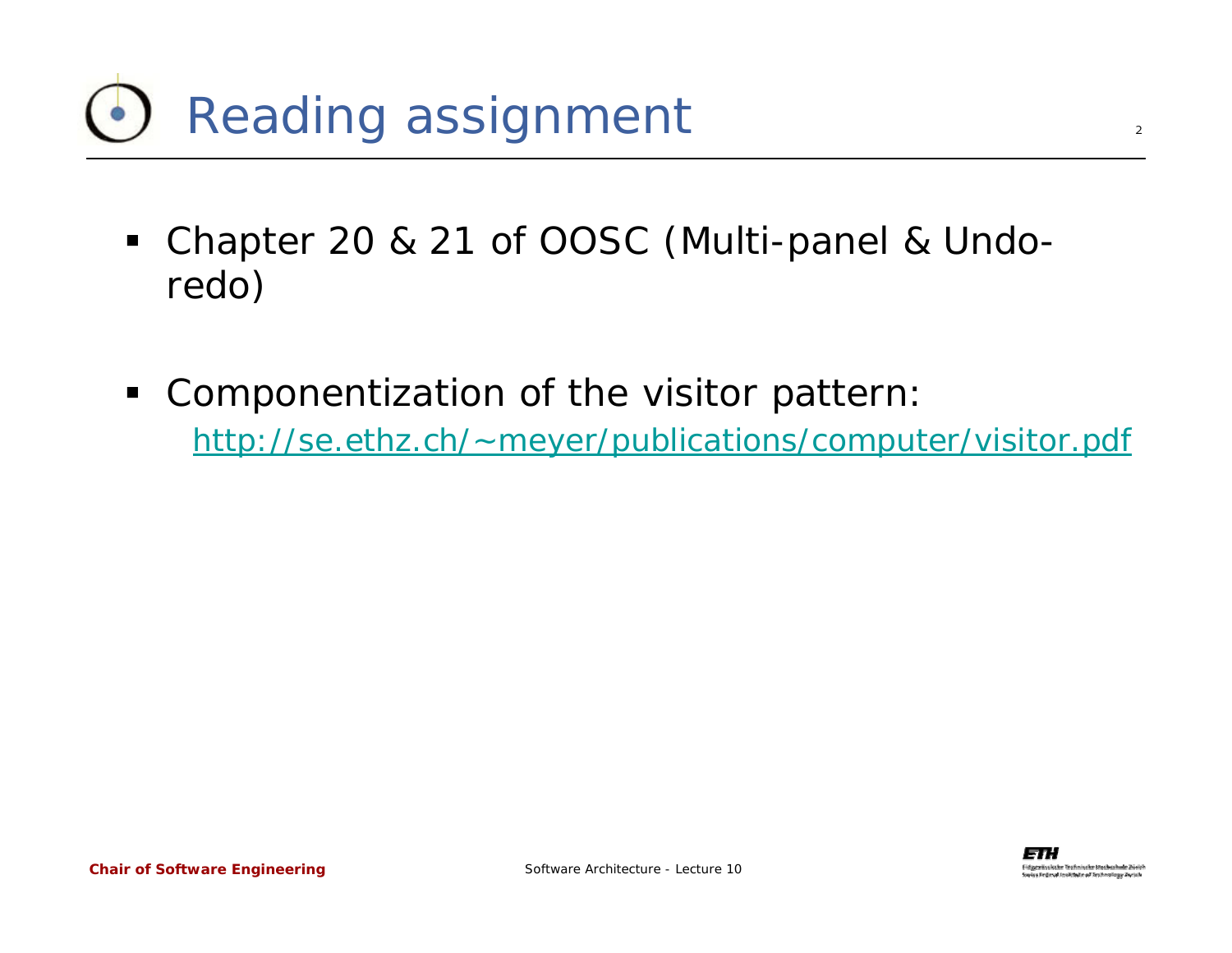# Reading assignment

- Chapter 20 & 21 of OOSC (Multi-panel & Undo-redo)
- Componentization of the visitor pattern: http://se.ethz.ch/~meyer/publications/computer/visitor.pdf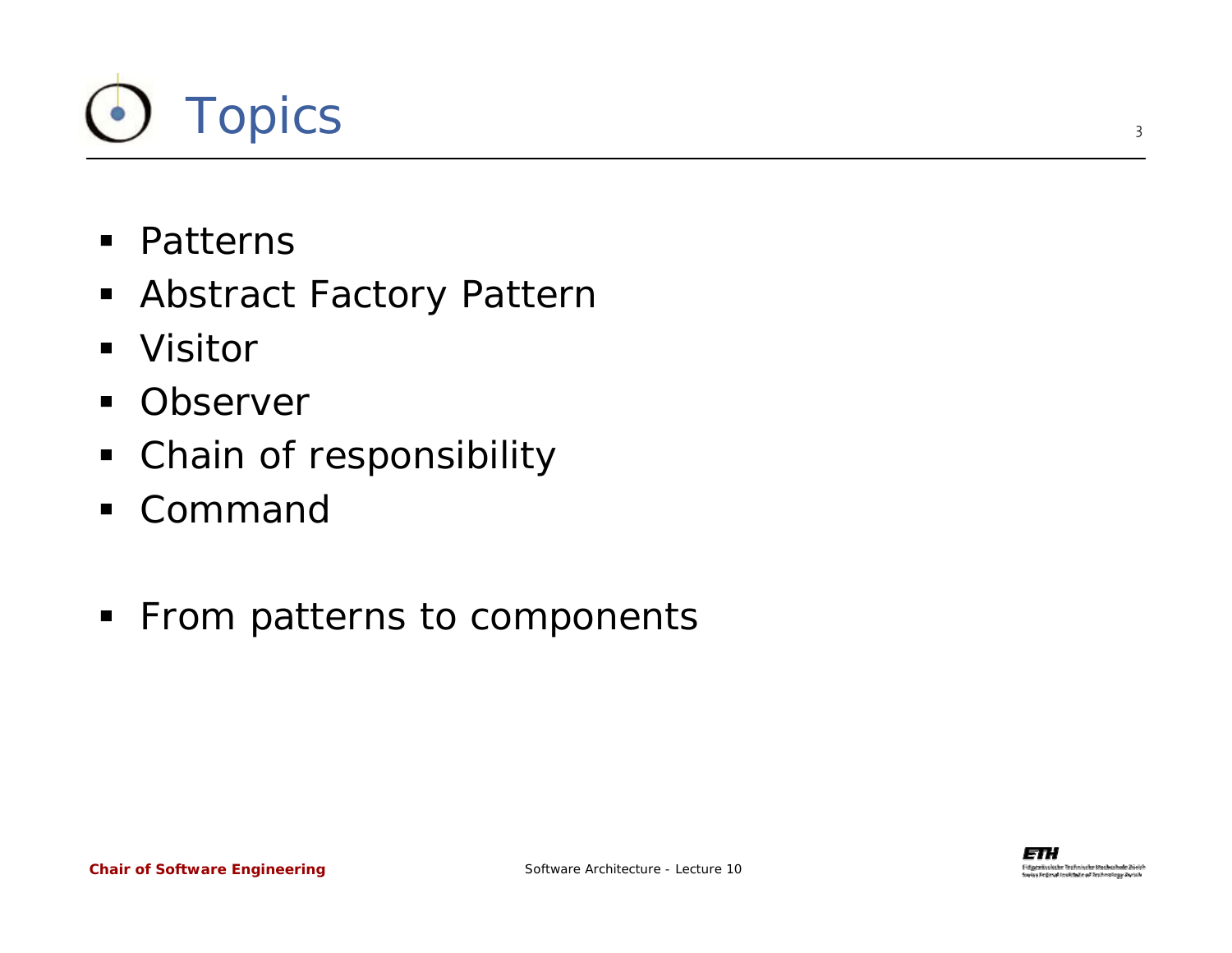# Topics

- Patterns
- Abstract Factory Pattern
- Visitor
- Observer
- Chain of responsibility
- Command

- From patterns to components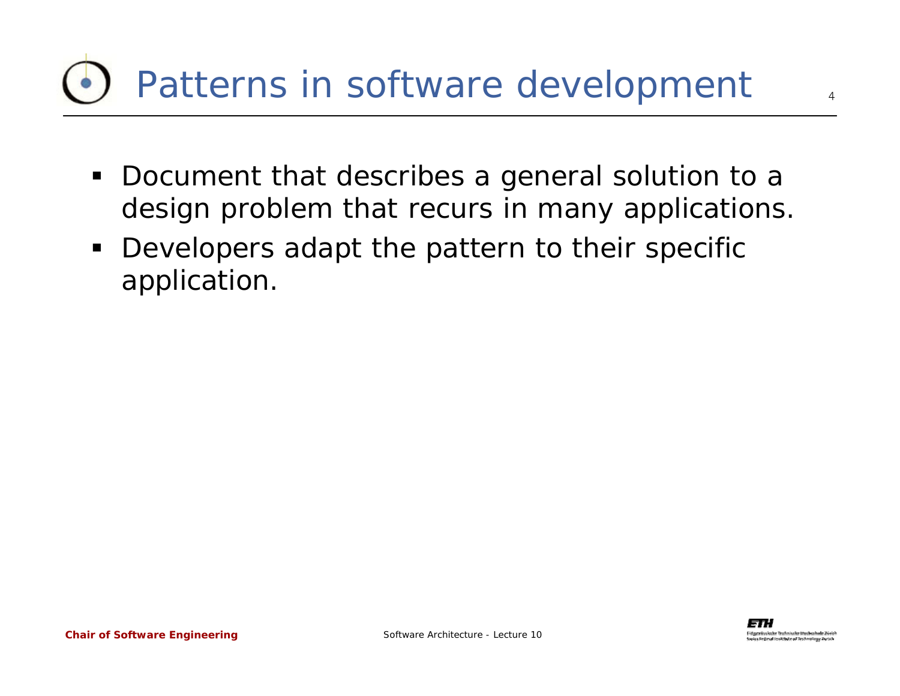# Patterns in software development

- Document that describes a general solution to a design problem that recurs in many applications.
- Developers adapt the pattern to their specific application.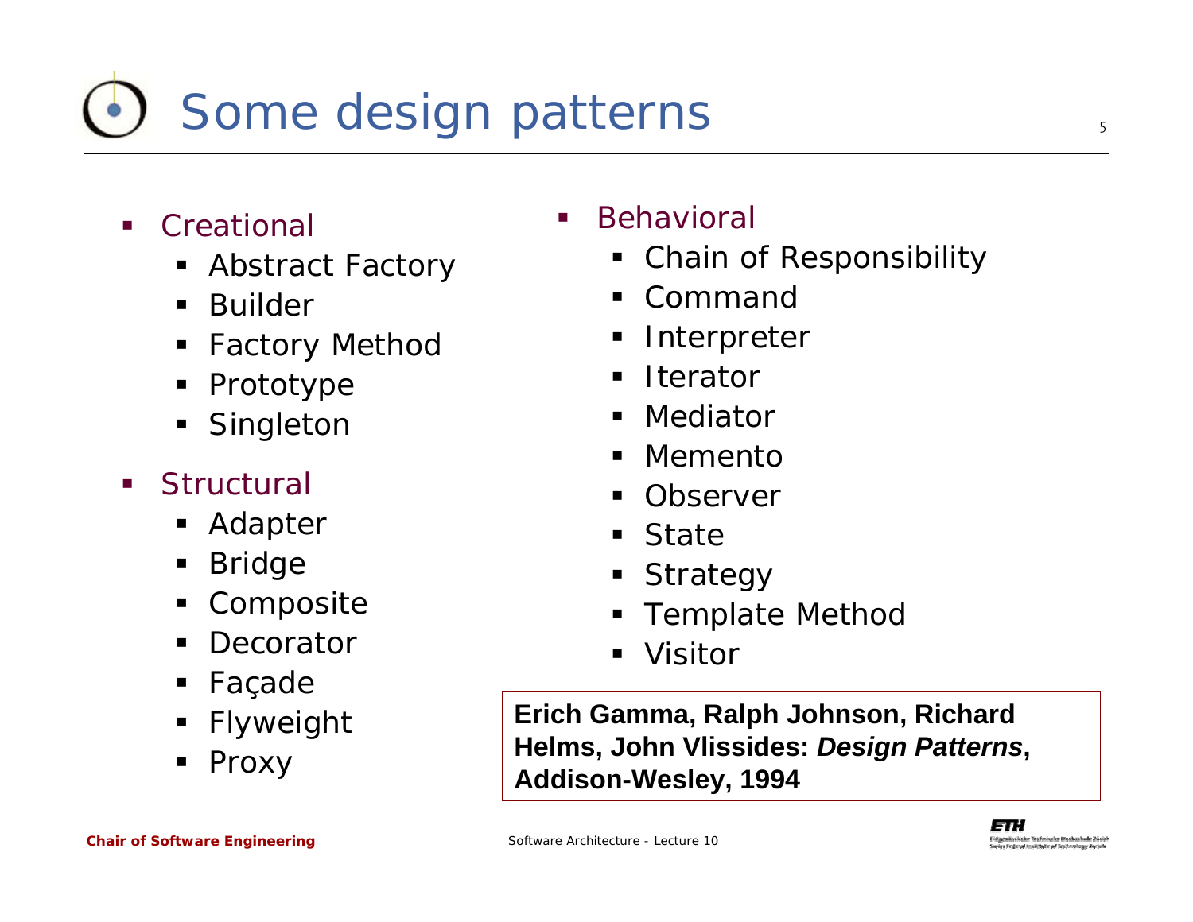# Some design patterns

- Creational
  - Abstract Factory
  - Builder
  - Factory Method
  - Prototype
  - Singleton
- Structural
  - Adapter
  - Bridge
  - Composite
  - Decorator
  - Façade
  - Flyweight
  - Proxy
- Behavioral
  - Chain of Responsibility
  - Command
  - Interpreter
  - Iterator
  - Mediator
  - Memento
  - Observer
  - State
  - Strategy
  - Template Method
  - Visitor

**Erich Gamma, Ralph Johnson, Richard Helms, John Vlissides: *Design Patterns*, Addison-Wesley, 1994**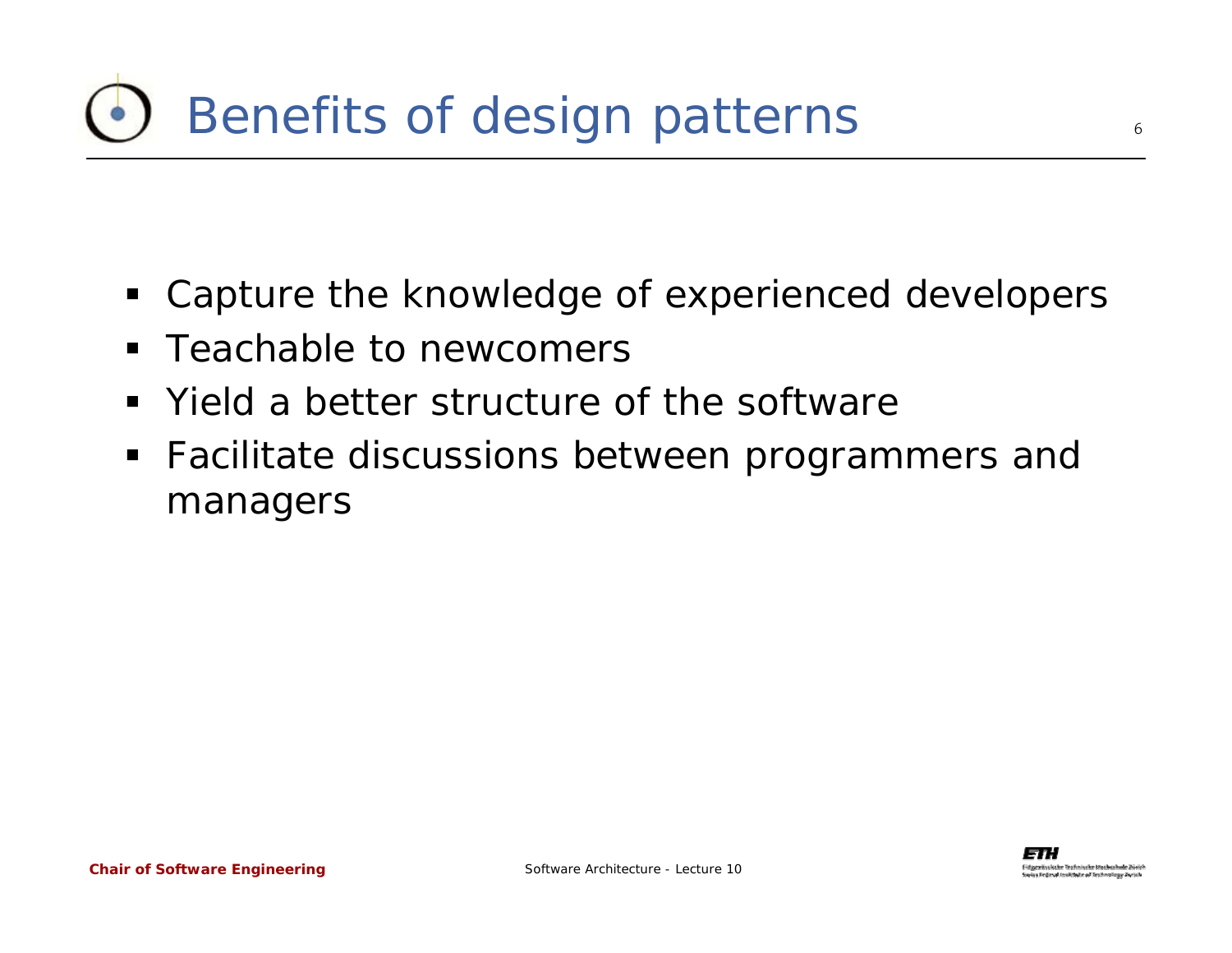# Benefits of design patterns

- Capture the knowledge of experienced developers
- Teachable to newcomers
- Yield a better structure of the software
- Facilitate discussions between programmers and managers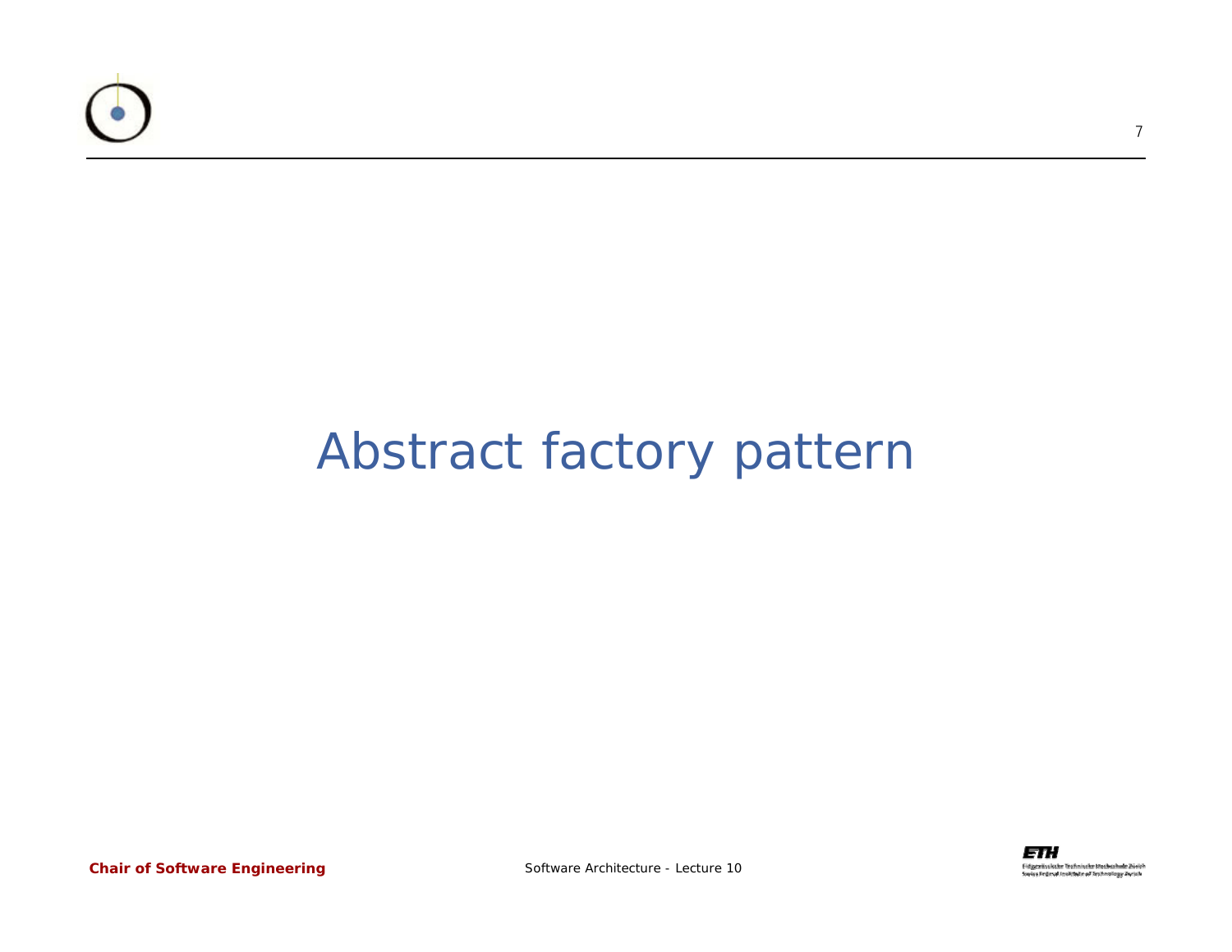# Abstract factory pattern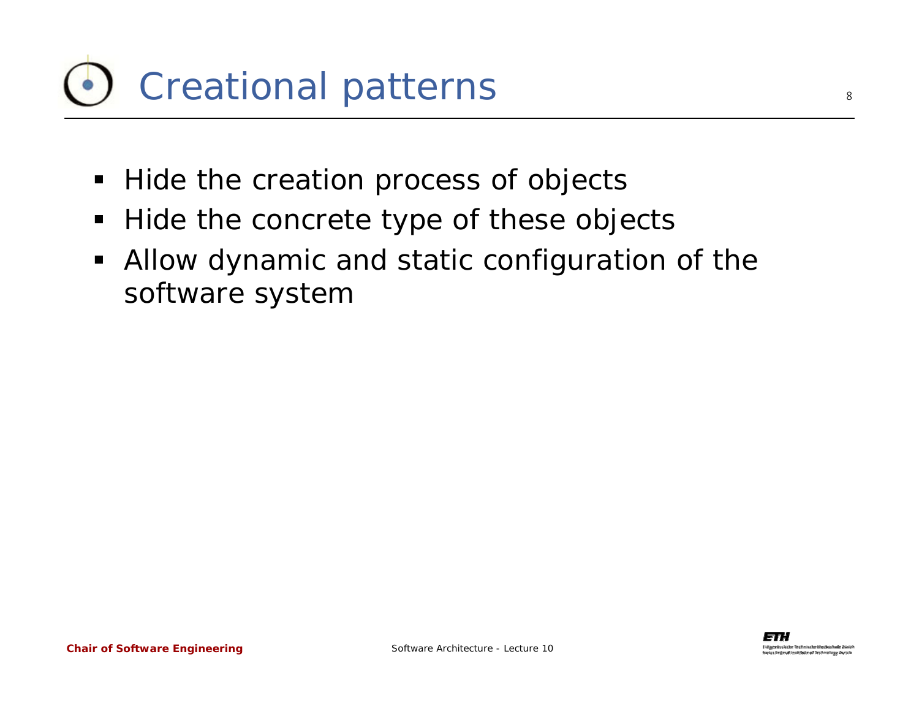# Creational patterns

- Hide the creation process of objects
- Hide the concrete type of these objects
- Allow dynamic and static configuration of the software system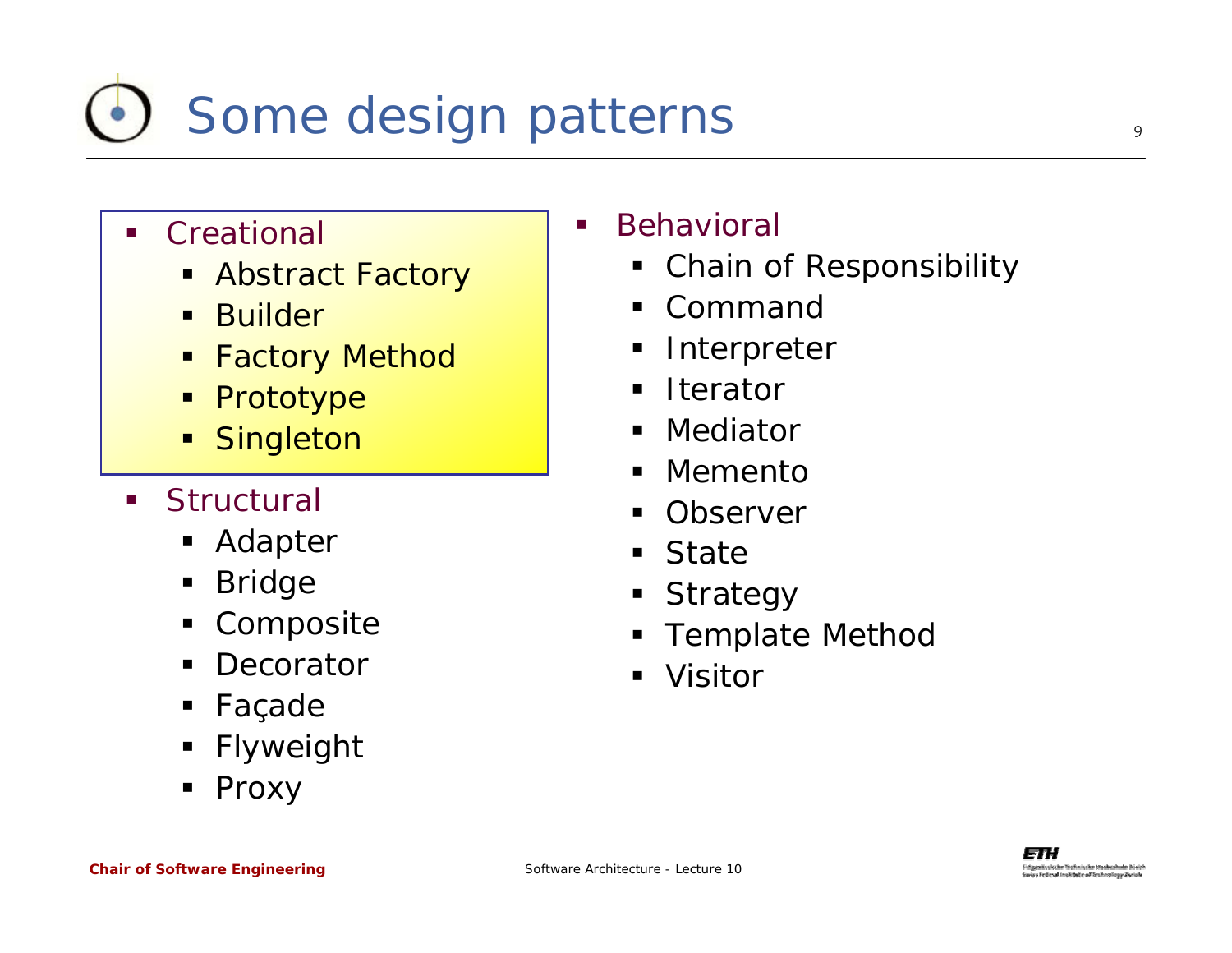# Some design patterns

- Creational
  - Abstract Factory
  - Builder
  - Factory Method
  - Prototype
  - Singleton
- Structural
  - Adapter
  - Bridge
  - Composite
  - Decorator
  - Façade
  - Flyweight
  - Proxy
- Behavioral
  - Chain of Responsibility
  - Command
  - Interpreter
  - Iterator
  - Mediator
  - Memento
  - Observer
  - State
  - Strategy
  - Template Method
  - Visitor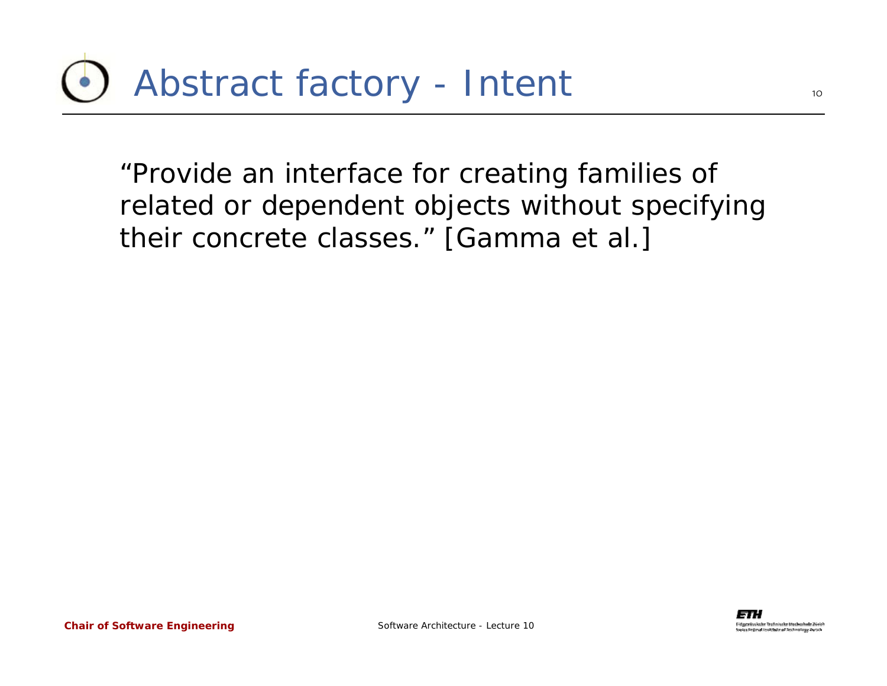# Abstract factory - Intent

"Provide an interface for creating families of related or dependent objects without specifying their concrete classes." [Gamma et al.]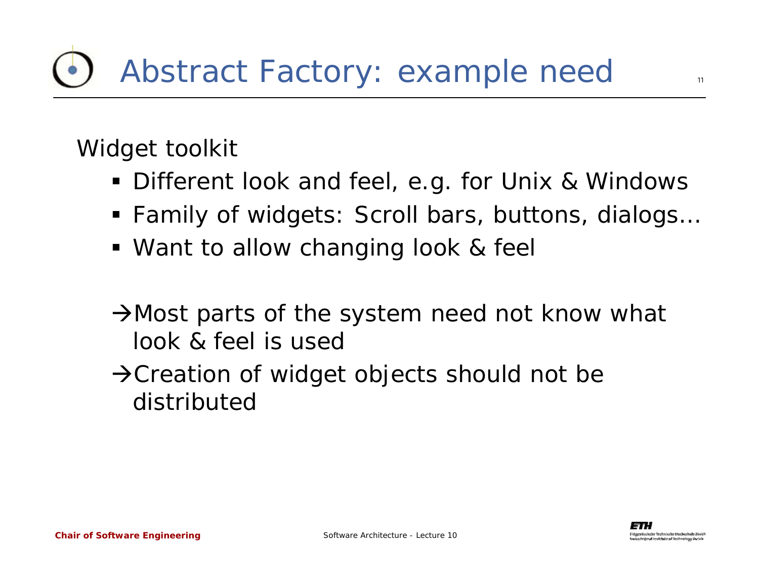# Abstract Factory: example need

Widget toolkit

- Different look and feel, e.g. for Unix & Windows
- Family of widgets: Scroll bars, buttons, dialogs…
- Want to allow changing look & feel

→Most parts of the system need not know what look & feel is used

→Creation of widget objects should not be distributed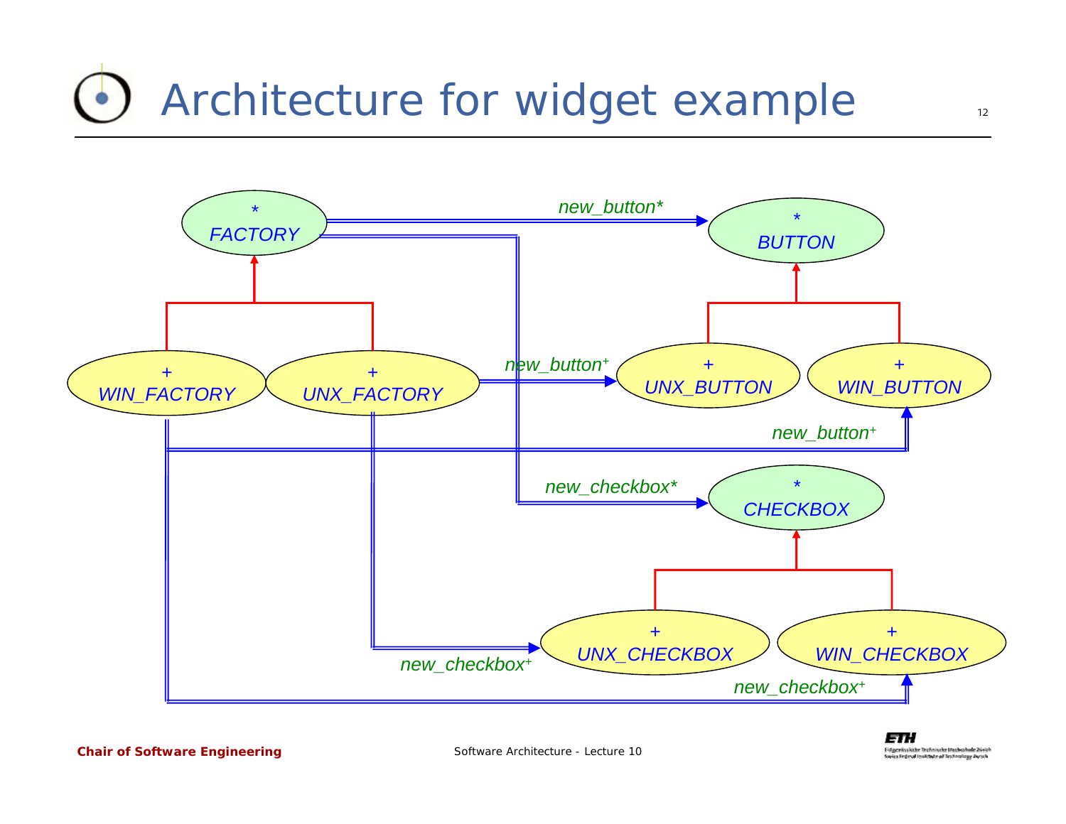# Architecture for widget example

\* FACTORY

\+ WIN_FACTORY

\+ UNX_FACTORY

\* BUTTON

\+ UNX_BUTTON

\+ WIN_BUTTON

\* CHECKBOX

\+ UNX_CHECKBOX

\+ WIN_CHECKBOX

new_button*

new_button+

new_button+

new_checkbox*

new_checkbox+

new_checkbox+

Chair of Software Engineering

Software Architecture - Lecture 10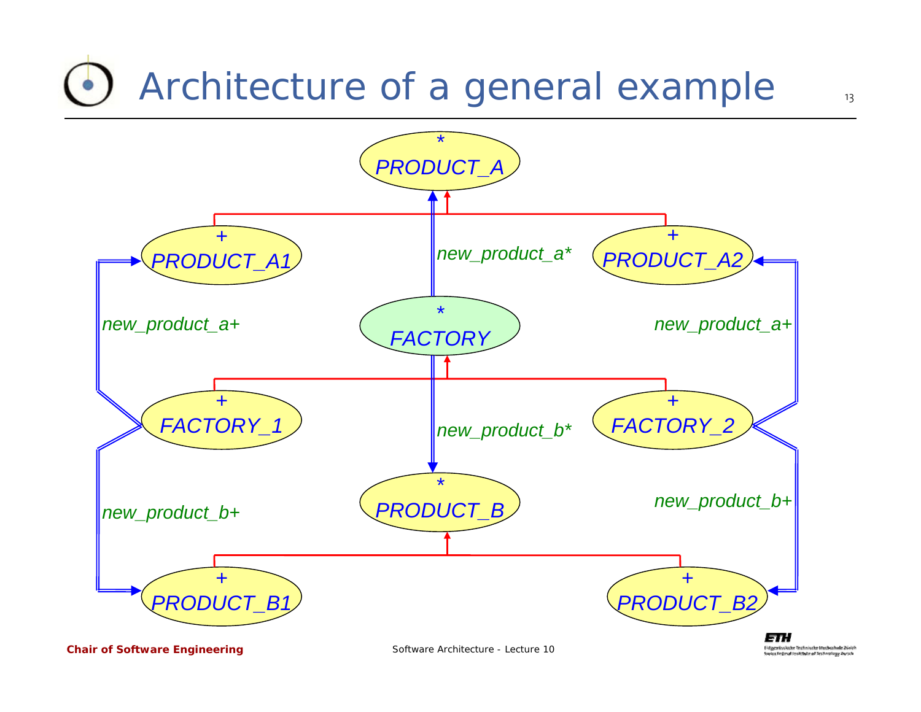# Architecture of a general example

*
PRODUCT_A

+
PRODUCT_A1

new_product_a*

+
PRODUCT_A2

new_product_a+

*
FACTORY

new_product_a+

+
FACTORY_1

new_product_b*

+
FACTORY_2

*
PRODUCT_B

new_product_b+

new_product_b+

+
PRODUCT_B1

+
PRODUCT_B2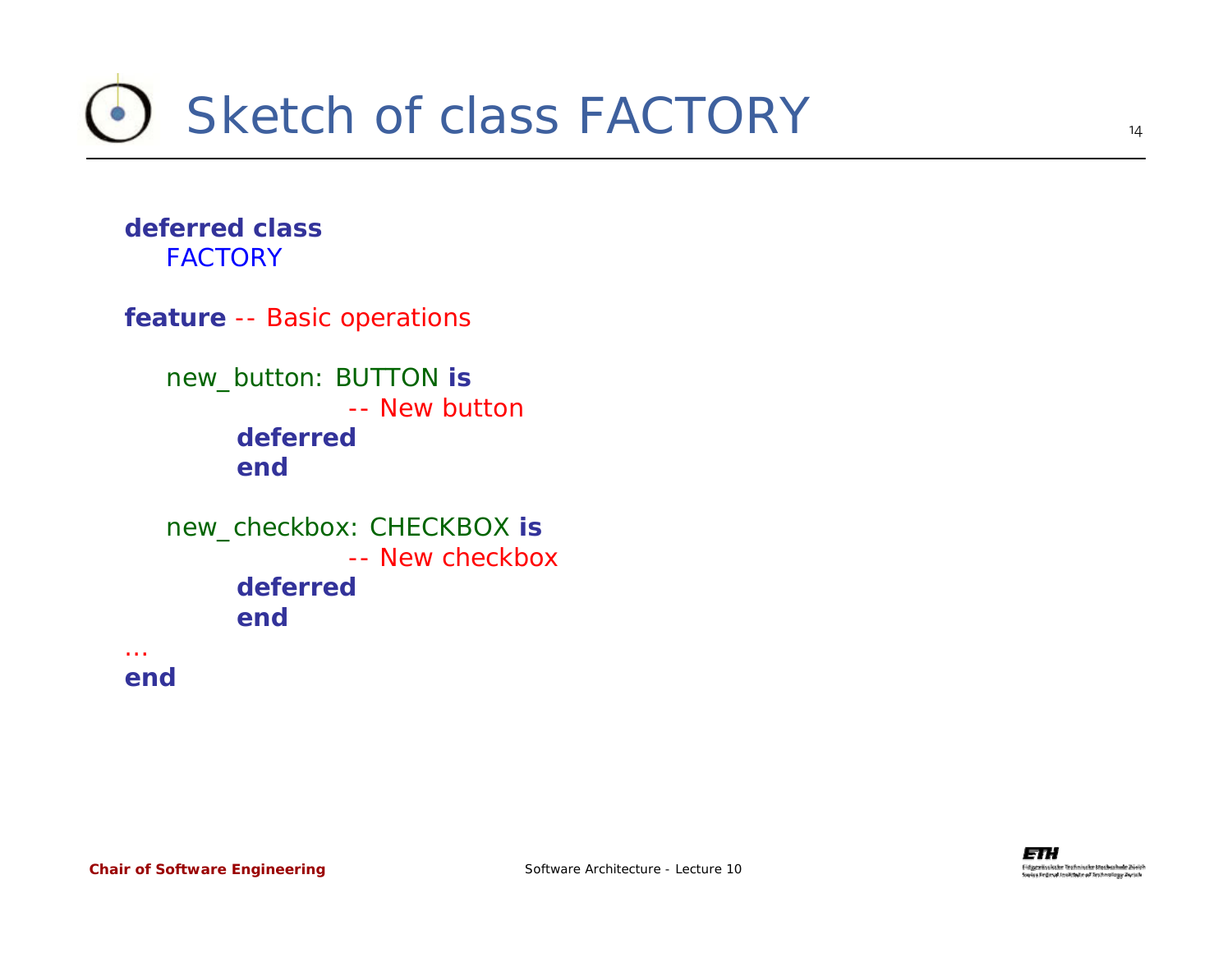# Sketch of class FACTORY

```
deferred class
    FACTORY

feature -- Basic operations

    new_button: BUTTON is
                -- New button
        deferred
        end

    new_checkbox: CHECKBOX is
                -- New checkbox
        deferred
        end
…
end
```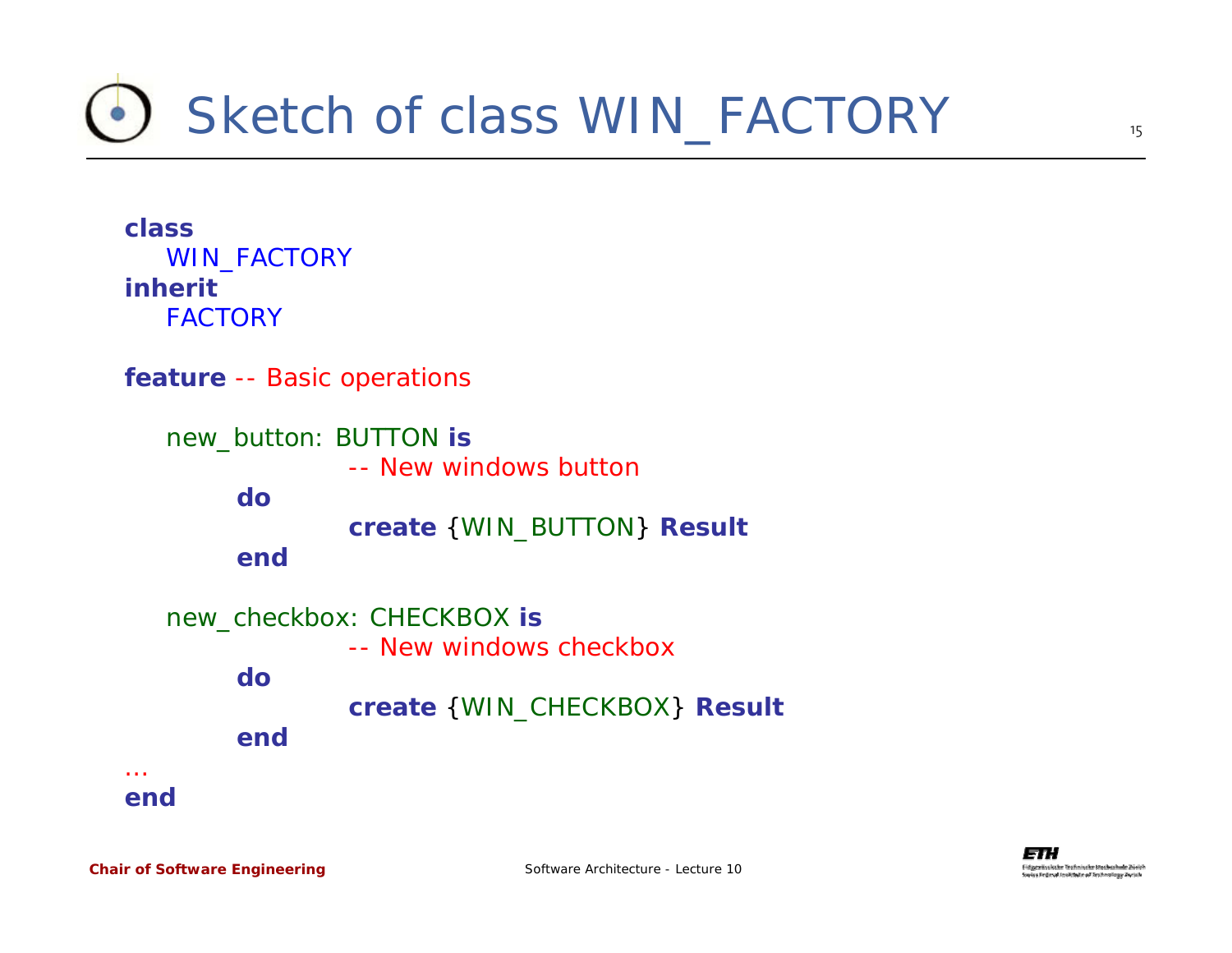# Sketch of class WIN_FACTORY

```
class
   WIN_FACTORY
inherit
   FACTORY

feature -- Basic operations

   new_button: BUTTON is
               -- New windows button
         do
               create {WIN_BUTTON} Result
         end

   new_checkbox: CHECKBOX is
               -- New windows checkbox
         do
               create {WIN_CHECKBOX} Result
         end
...
end
```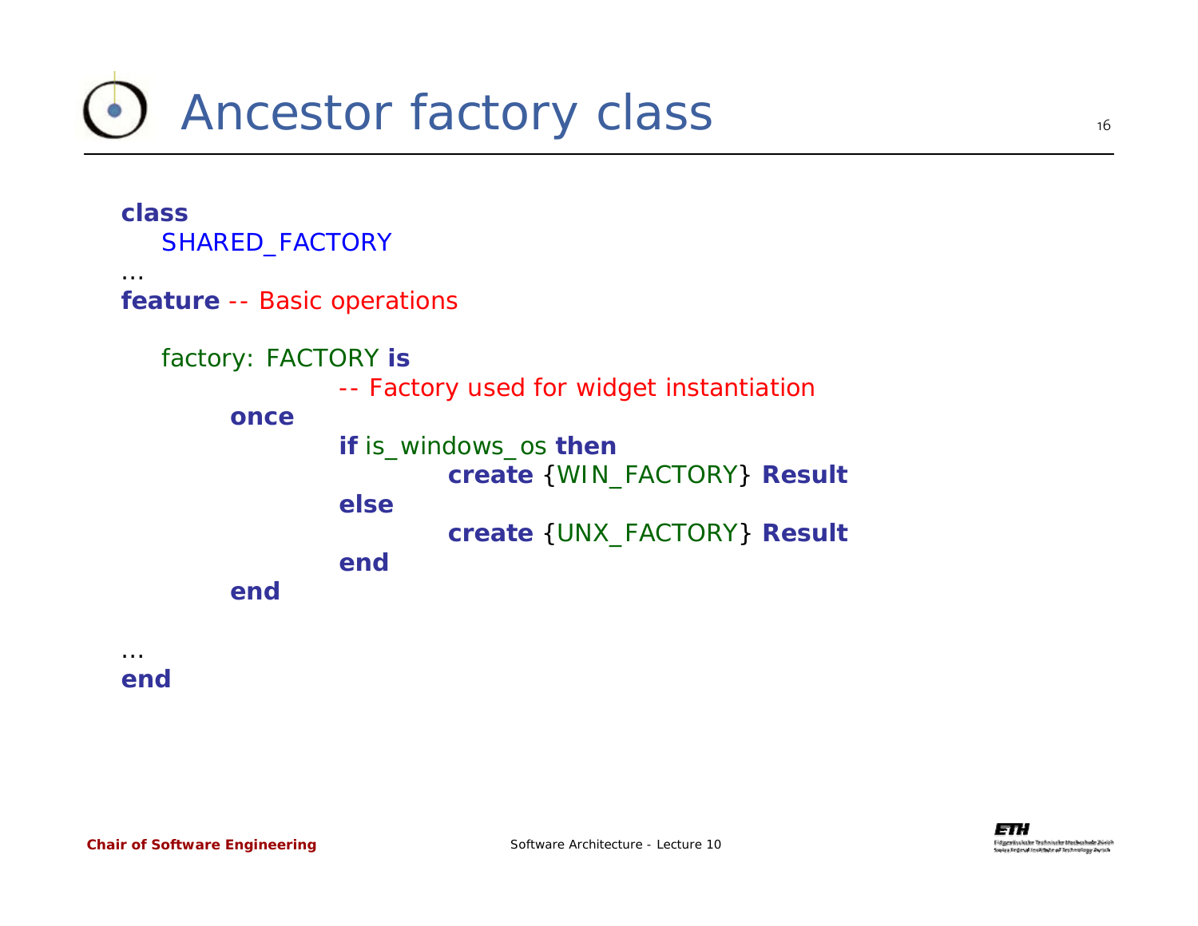# Ancestor factory class

```
class
    SHARED_FACTORY
...
feature -- Basic operations

    factory: FACTORY is
                -- Factory used for widget instantiation
        once
                if is_windows_os then
                        create {WIN_FACTORY} Result
                else
                        create {UNX_FACTORY} Result
                end
        end

...
end
```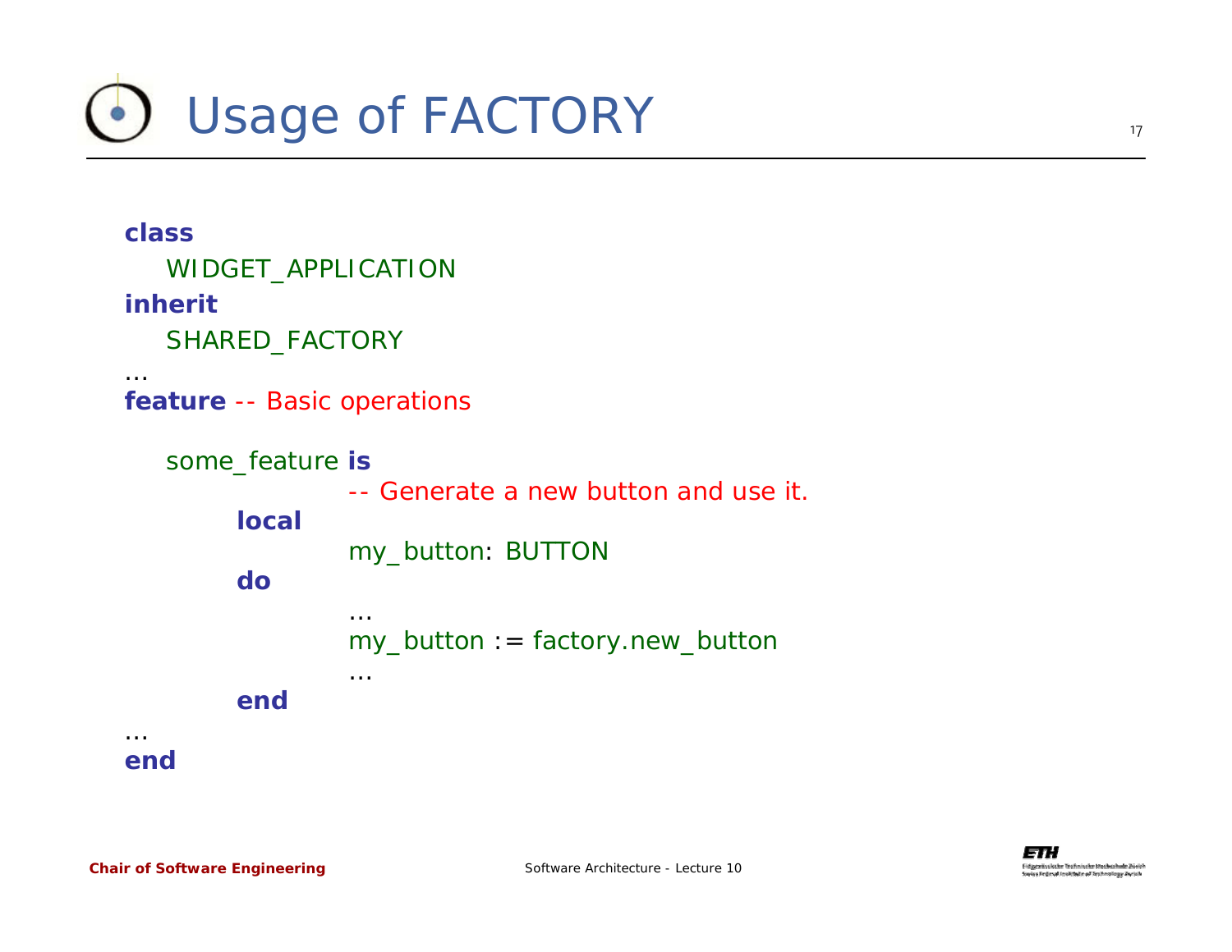# Usage of FACTORY

```
class
   WIDGET_APPLICATION
inherit
   SHARED_FACTORY
…
feature -- Basic operations

   some_feature is
               -- Generate a new button and use it.
         local
               my_button: BUTTON
         do
               …
               my_button := factory.new_button
               …
         end
…
end
```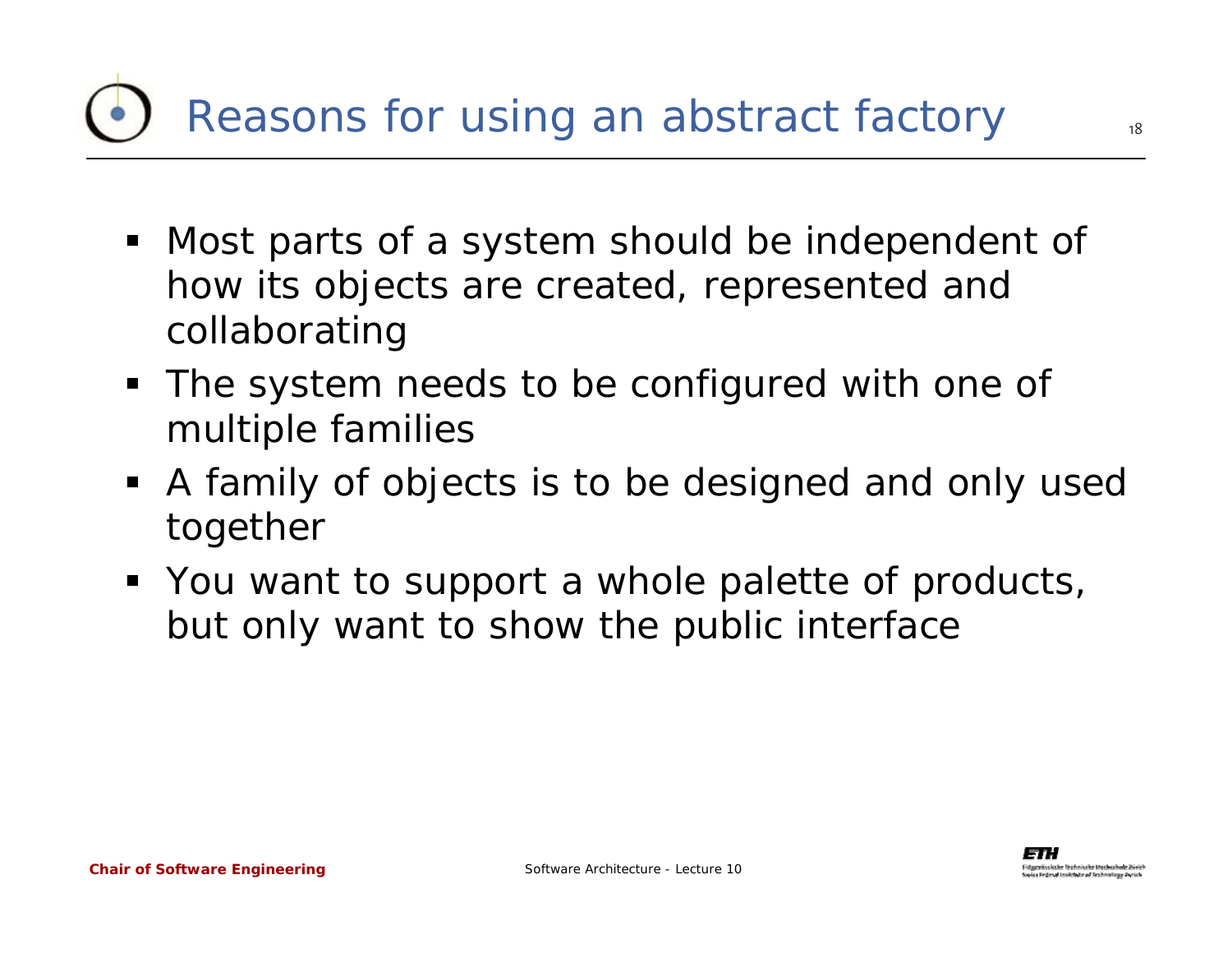# Reasons for using an abstract factory

- Most parts of a system should be independent of how its objects are created, represented and collaborating
- The system needs to be configured with one of multiple families
- A family of objects is to be designed and only used together
- You want to support a whole palette of products, but only want to show the public interface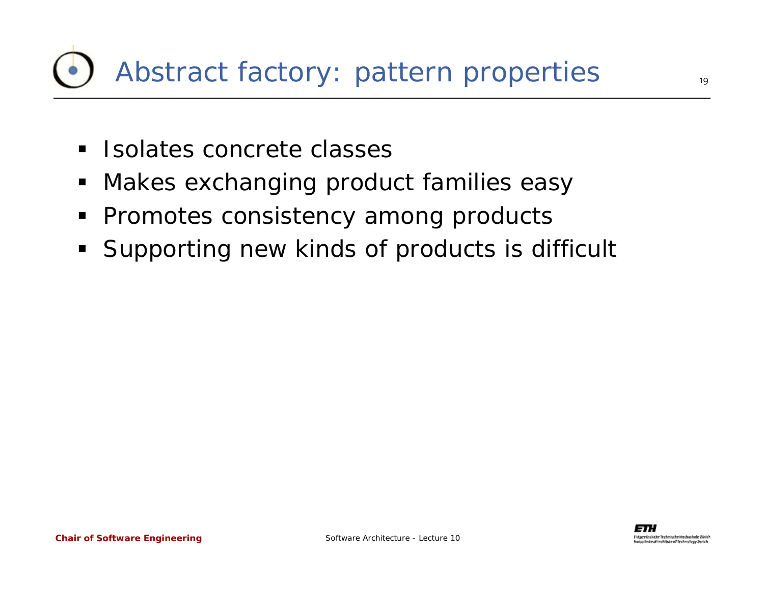# Abstract factory: pattern properties

- Isolates concrete classes
- Makes exchanging product families easy
- Promotes consistency among products
- Supporting new kinds of products is difficult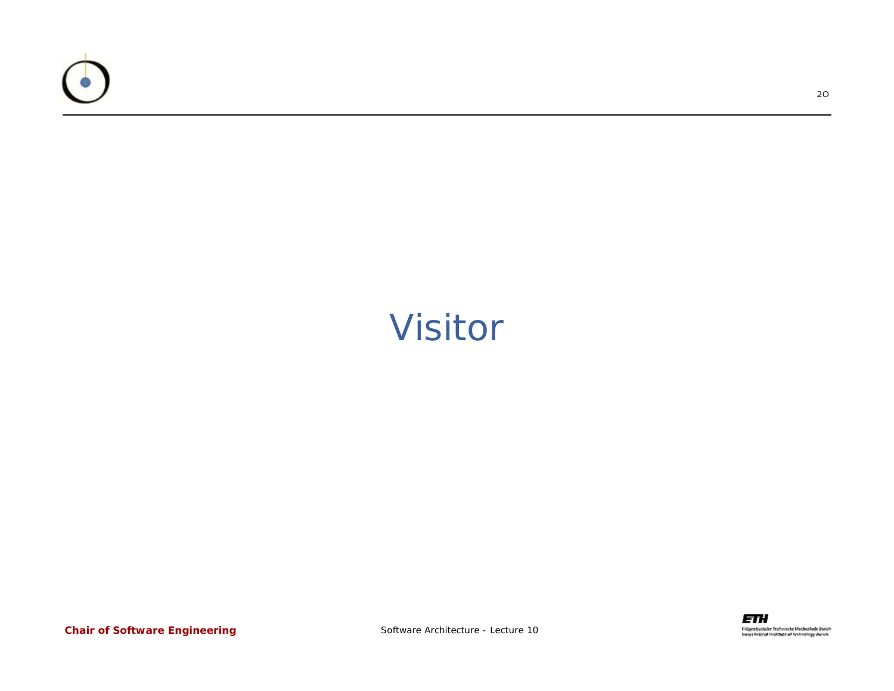# Visitor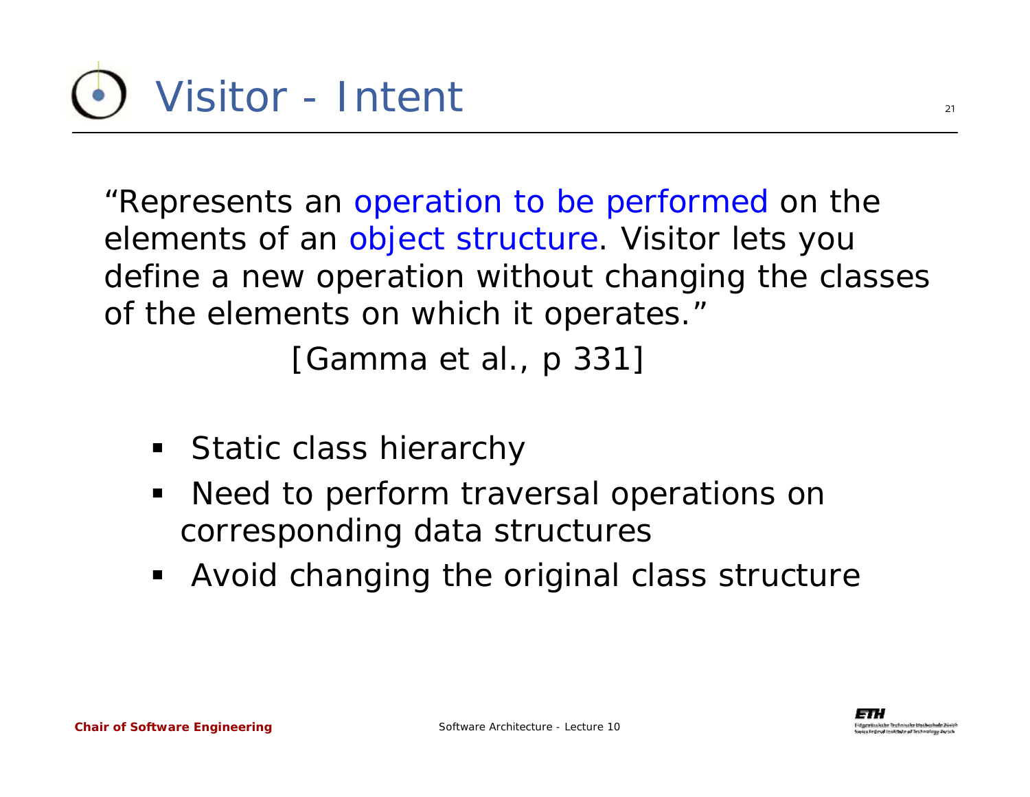# Visitor - Intent

"Represents an operation to be performed on the elements of an object structure. Visitor lets you define a new operation without changing the classes of the elements on which it operates."

[Gamma et al., p 331]

- Static class hierarchy
- Need to perform traversal operations on corresponding data structures
- Avoid changing the original class structure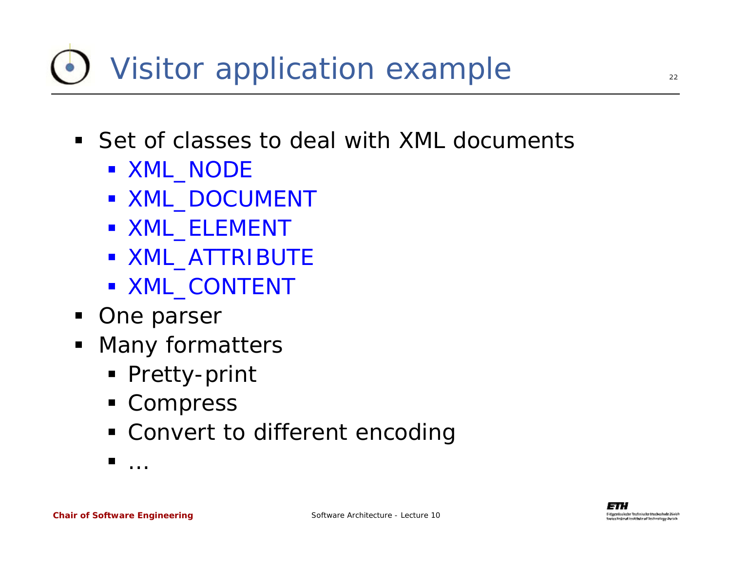# Visitor application example

- Set of classes to deal with XML documents
  - XML_NODE
  - XML_DOCUMENT
  - XML_ELEMENT
  - XML_ATTRIBUTE
  - XML_CONTENT
- One parser
- Many formatters
  - Pretty-print
  - Compress
  - Convert to different encoding
  - …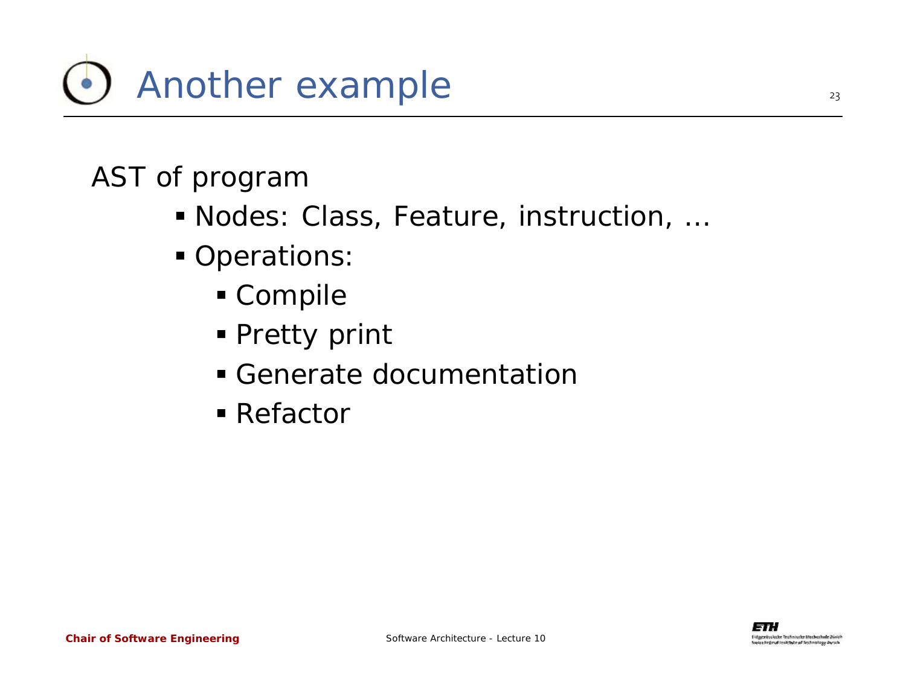# Another example

AST of program

- Nodes: Class, Feature, instruction, …
- Operations:
  - Compile
  - Pretty print
  - Generate documentation
  - Refactor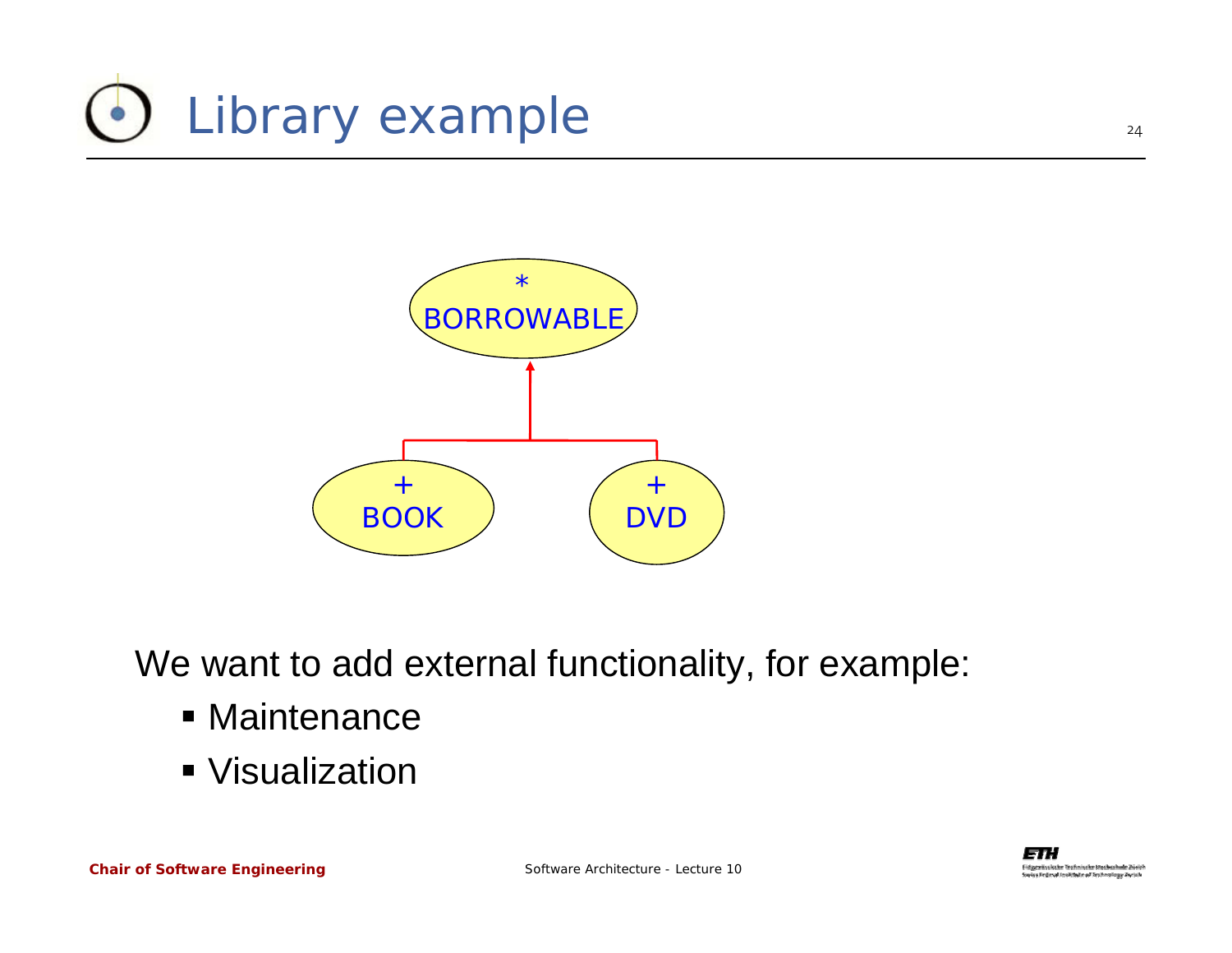# Library example

```
        *
   BORROWABLE
        ▲
   ┌────┴────┐
   +         +
  BOOK      DVD
```

We want to add external functionality, for example:

- Maintenance
- Visualization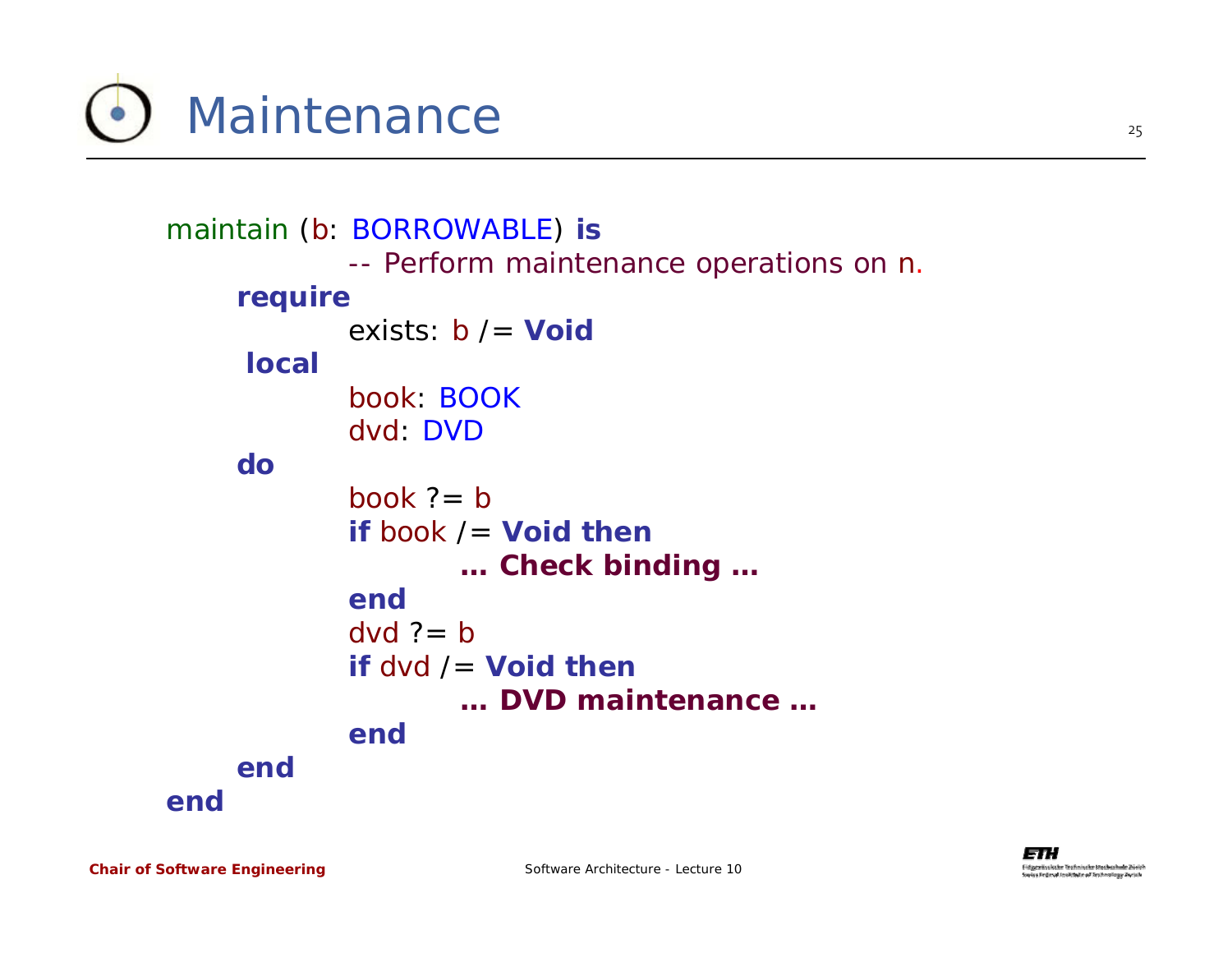# Maintenance

```
maintain (b: BORROWABLE) is
            -- Perform maintenance operations on n.
    require
            exists: b /= Void
    local
            book: BOOK
            dvd: DVD
    do
            book ?= b
            if book /= Void then
                    … Check binding …
            end
            dvd ?= b
            if dvd /= Void then
                    … DVD maintenance …
            end
    end
end
```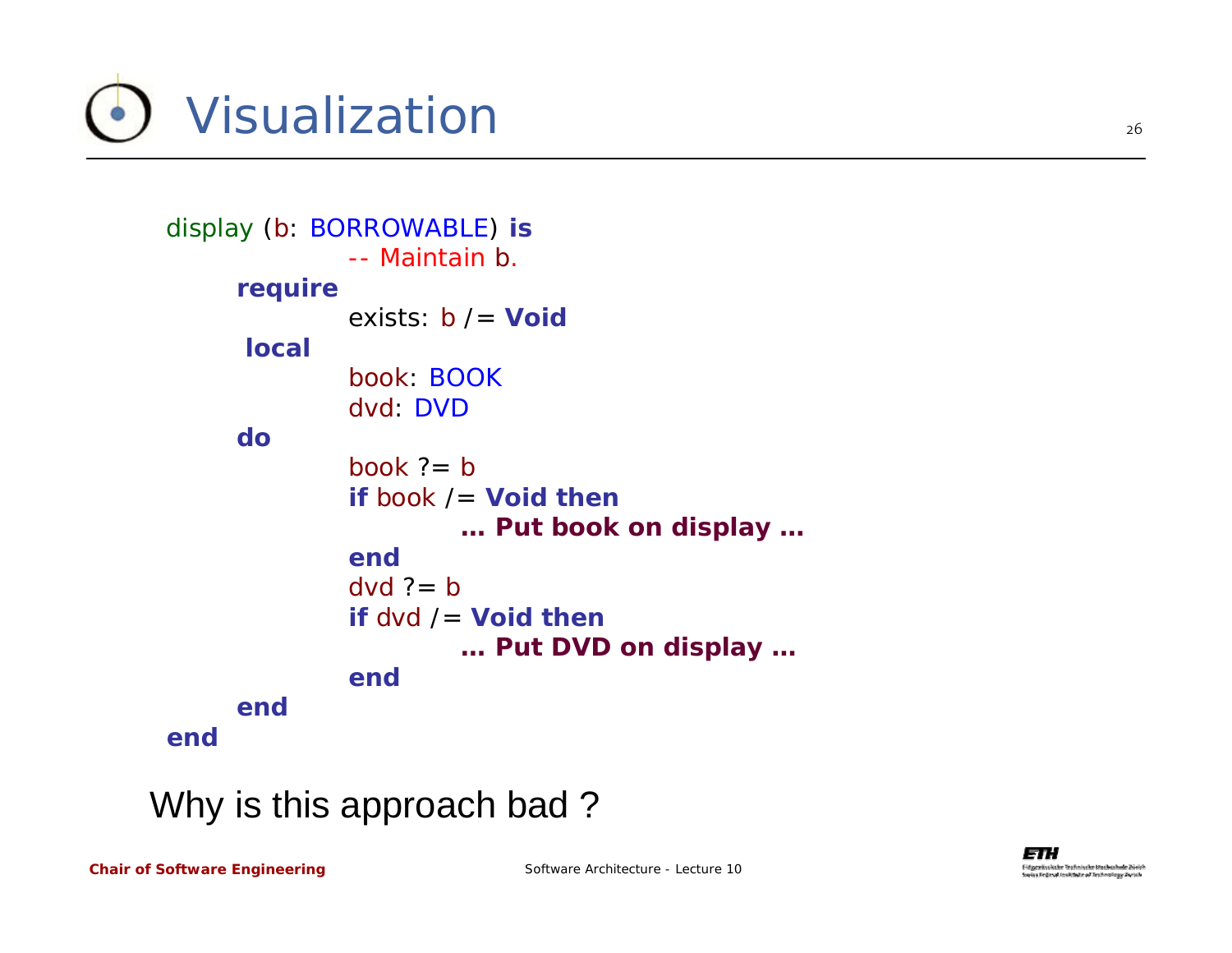# Visualization

```
display (b: BORROWABLE) is
		-- Maintain b.
	require
		exists: b /= Void
	local
		book: BOOK
		dvd: DVD
	do
		book ?= b
		if book /= Void then
			… Put book on display …
		end
		dvd ?= b
		if dvd /= Void then
			… Put DVD on display …
		end
	end
end
```

Why is this approach bad ?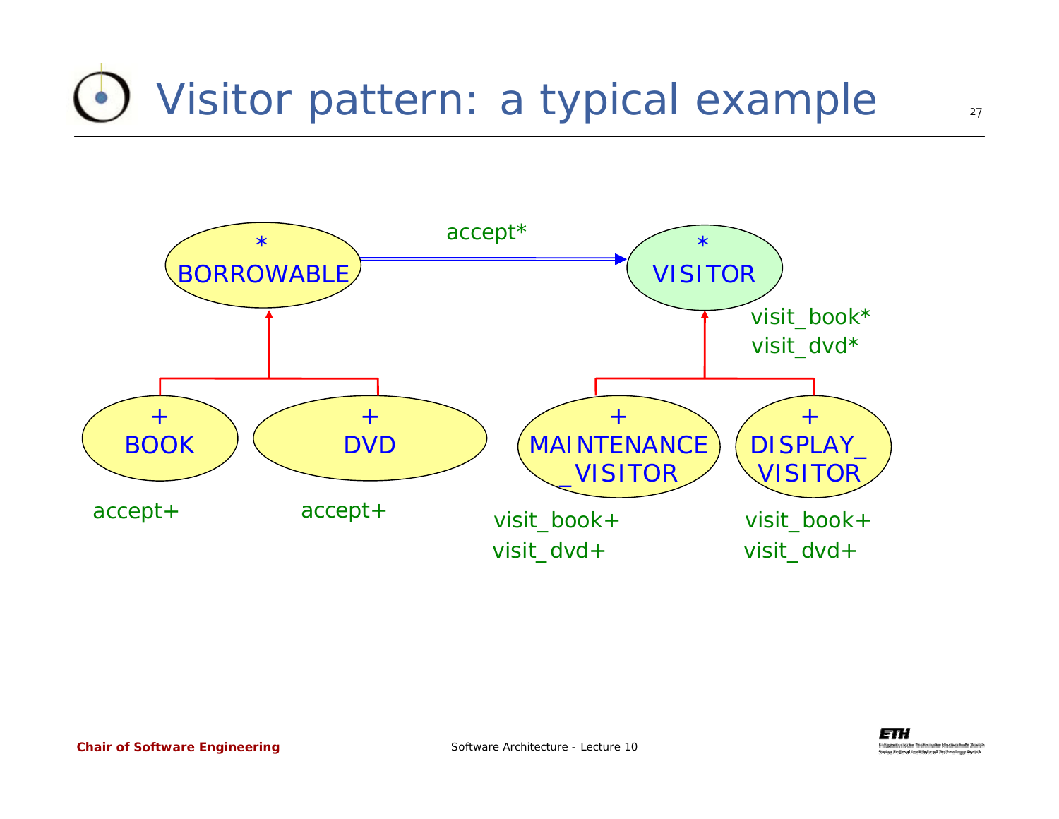# Visitor pattern: a typical example

\* BORROWABLE —accept\*→ \* VISITOR

visit_book*
visit_dvd*

+ BOOK
accept+

+ DVD
accept+

+ MAINTENANCE_VISITOR
visit_book+
visit_dvd+

+ DISPLAY_VISITOR
visit_book+
visit_dvd+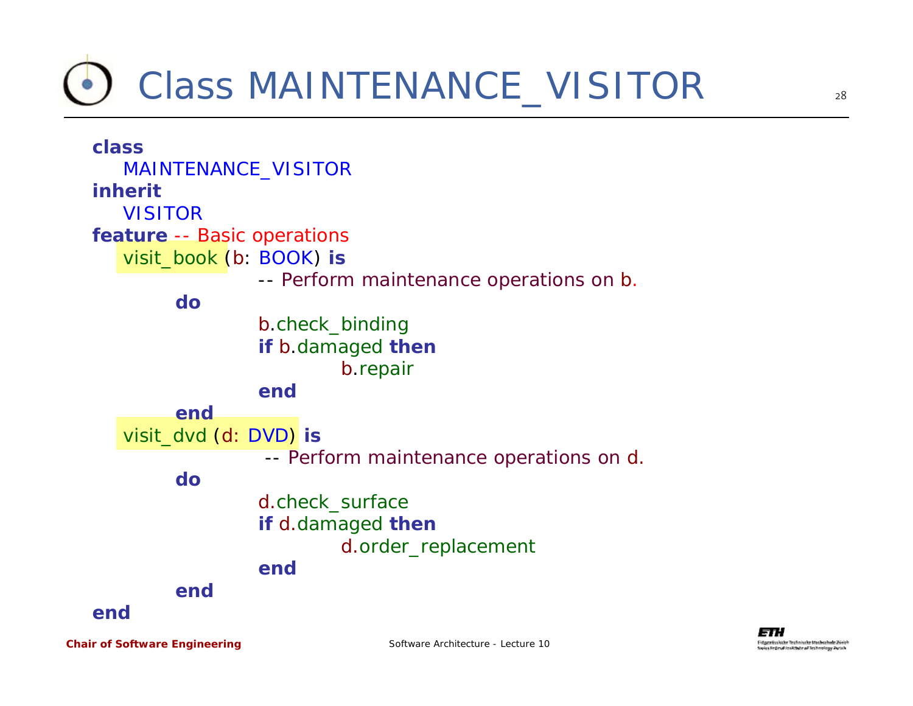# Class MAINTENANCE_VISITOR

```
class
   MAINTENANCE_VISITOR
inherit
   VISITOR
feature -- Basic operations
   visit_book (b: BOOK) is
               -- Perform maintenance operations on b.
         do
               b.check_binding
               if b.damaged then
                     b.repair
               end
         end
   visit_dvd (d: DVD) is
               -- Perform maintenance operations on d.
         do
               d.check_surface
               if d.damaged then
                     d.order_replacement
               end
         end
end
```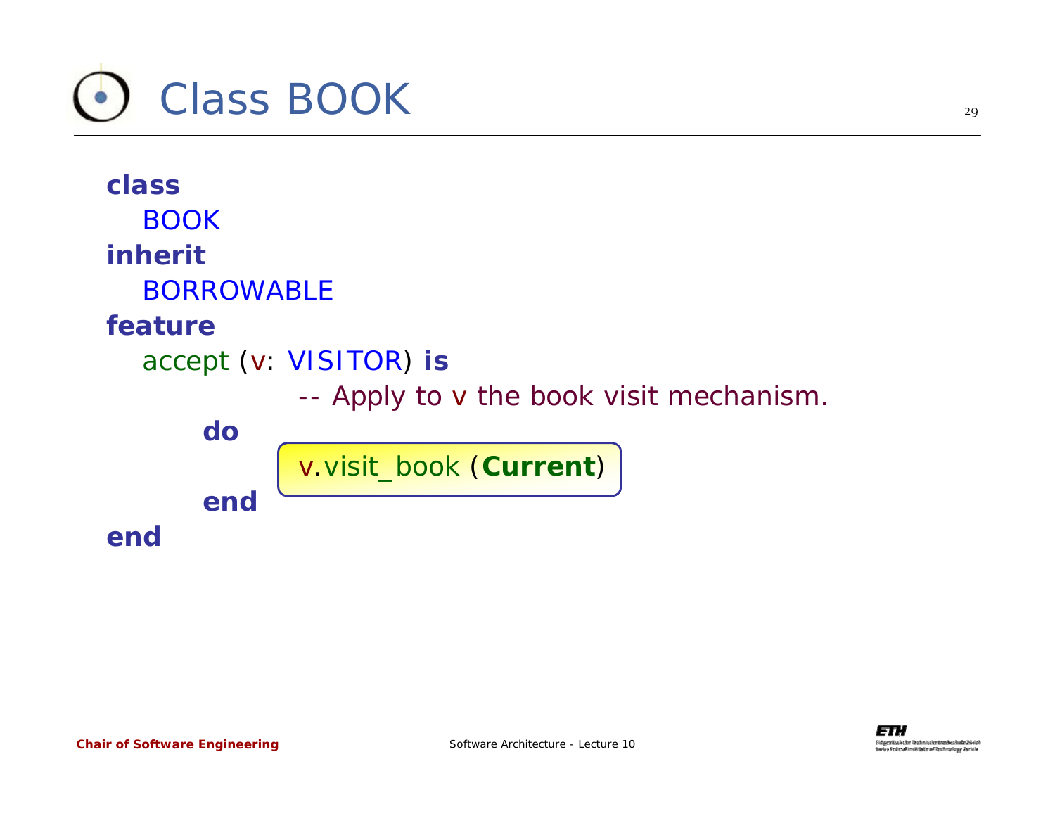# Class BOOK

```
class
    BOOK
inherit
    BORROWABLE
feature
    accept (v: VISITOR) is
            -- Apply to v the book visit mechanism.
        do
            v.visit_book (Current)
        end
end
```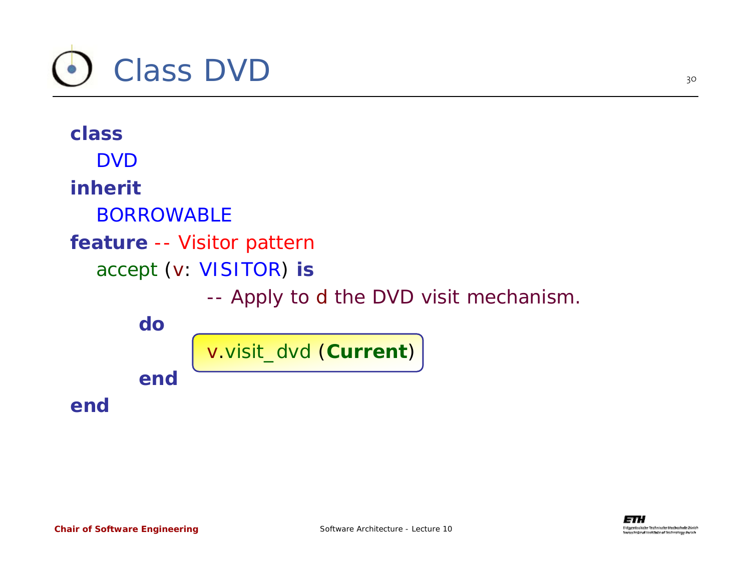# Class DVD

```
class
   DVD
inherit
   BORROWABLE
feature -- Visitor pattern
   accept (v: VISITOR) is
            -- Apply to d the DVD visit mechanism.
      do
            v.visit_dvd (Current)
      end
end
```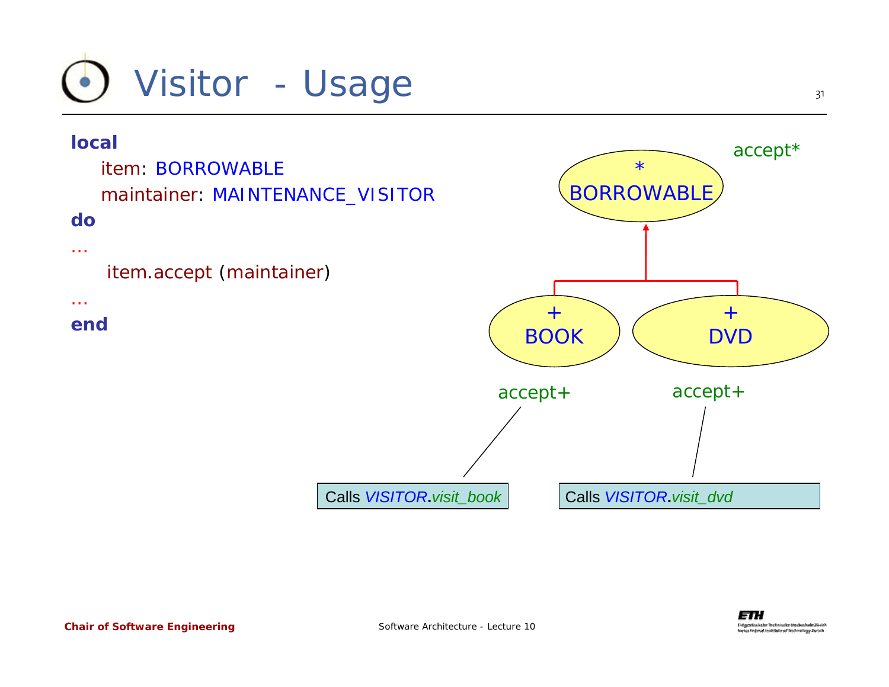# Visitor - Usage

```
local
    item: BORROWABLE
    maintainer: MAINTENANCE_VISITOR
do
…
     item.accept (maintainer)
…
end
```

accept*

\*
BORROWABLE

\+
BOOK

\+
DVD

accept+

accept+

Calls *VISITOR.visit_book*

Calls *VISITOR.visit_dvd*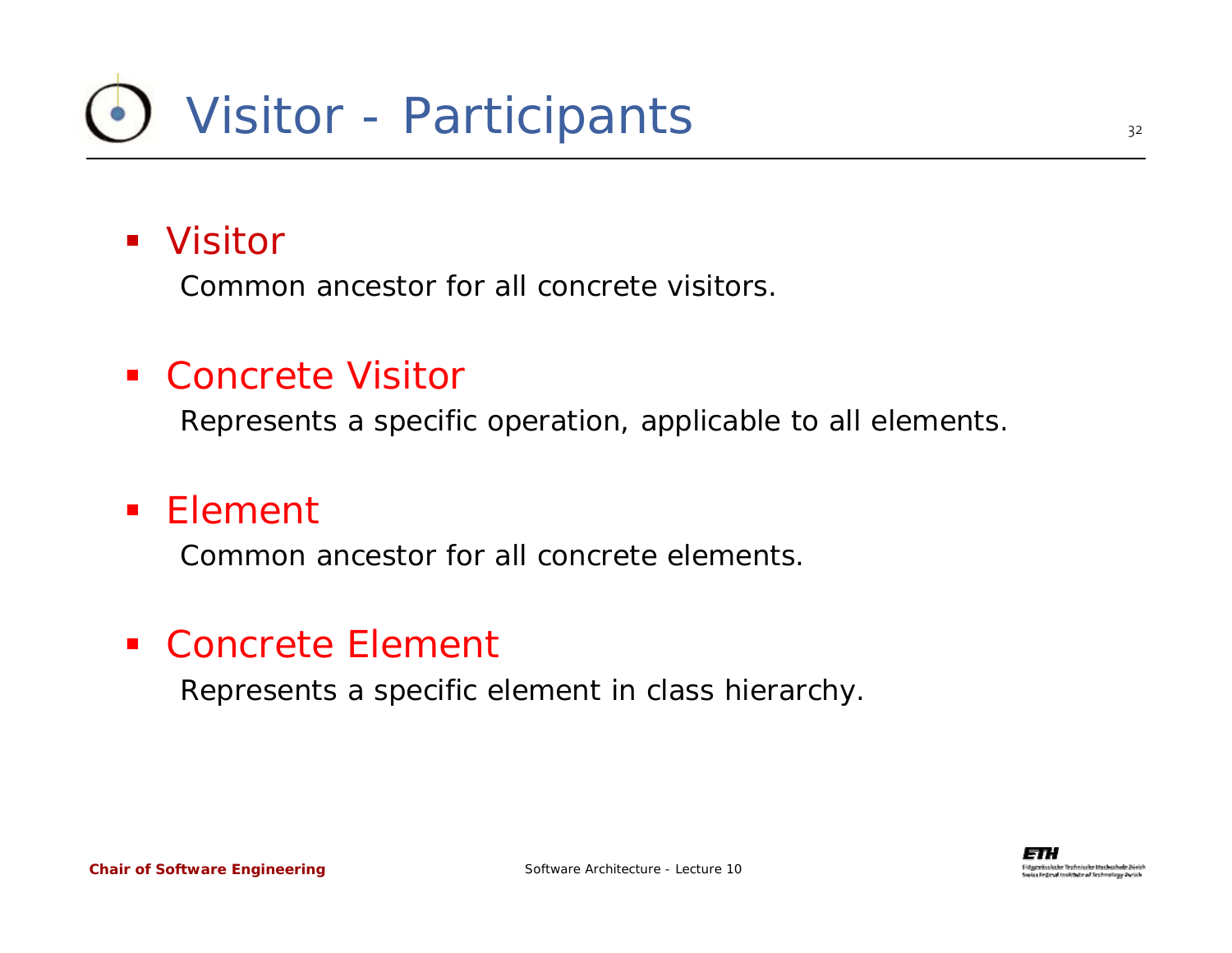# Visitor - Participants

- Visitor

  Common ancestor for all concrete visitors.

- Concrete Visitor

  Represents a specific operation, applicable to all elements.

- Element

  Common ancestor for all concrete elements.

- Concrete Element

  Represents a specific element in class hierarchy.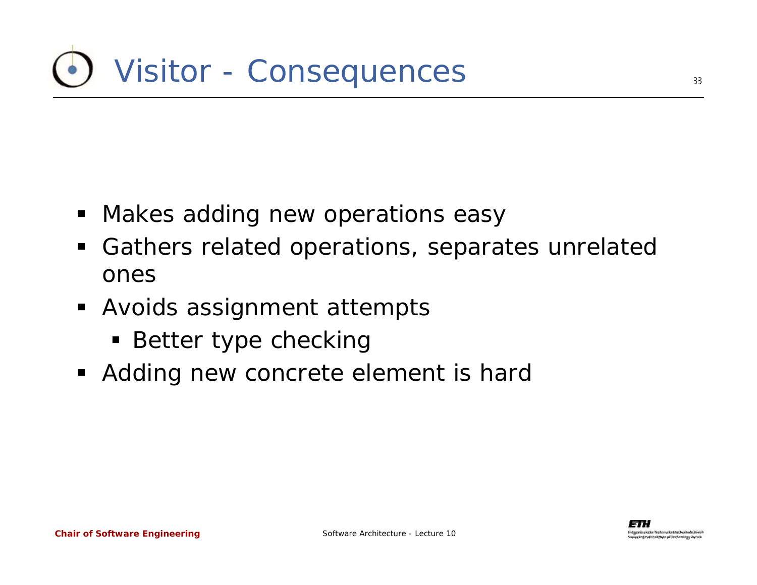# Visitor - Consequences

- Makes adding new operations easy
- Gathers related operations, separates unrelated ones
- Avoids assignment attempts
  - Better type checking
- Adding new concrete element is hard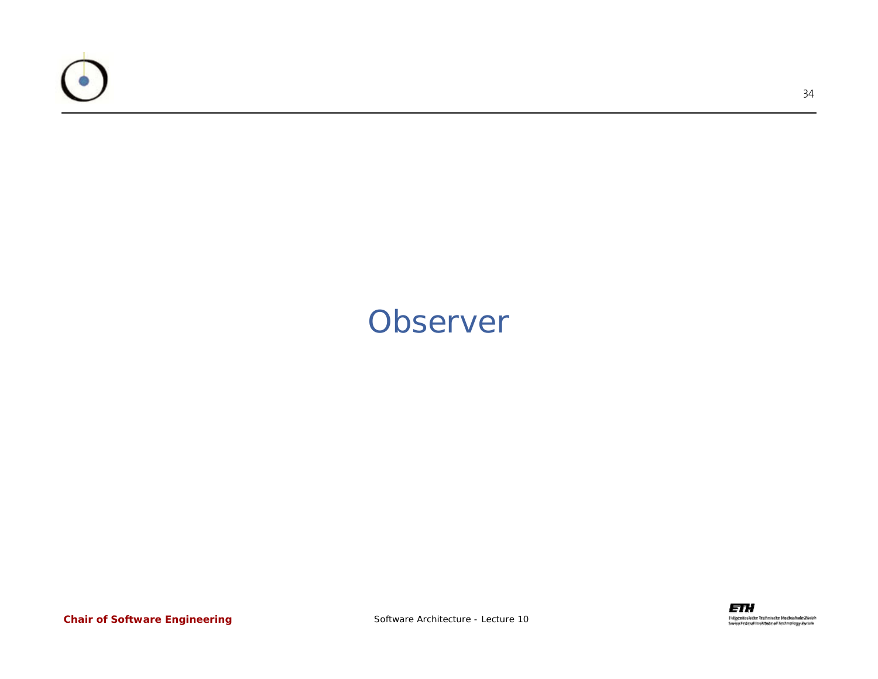# Observer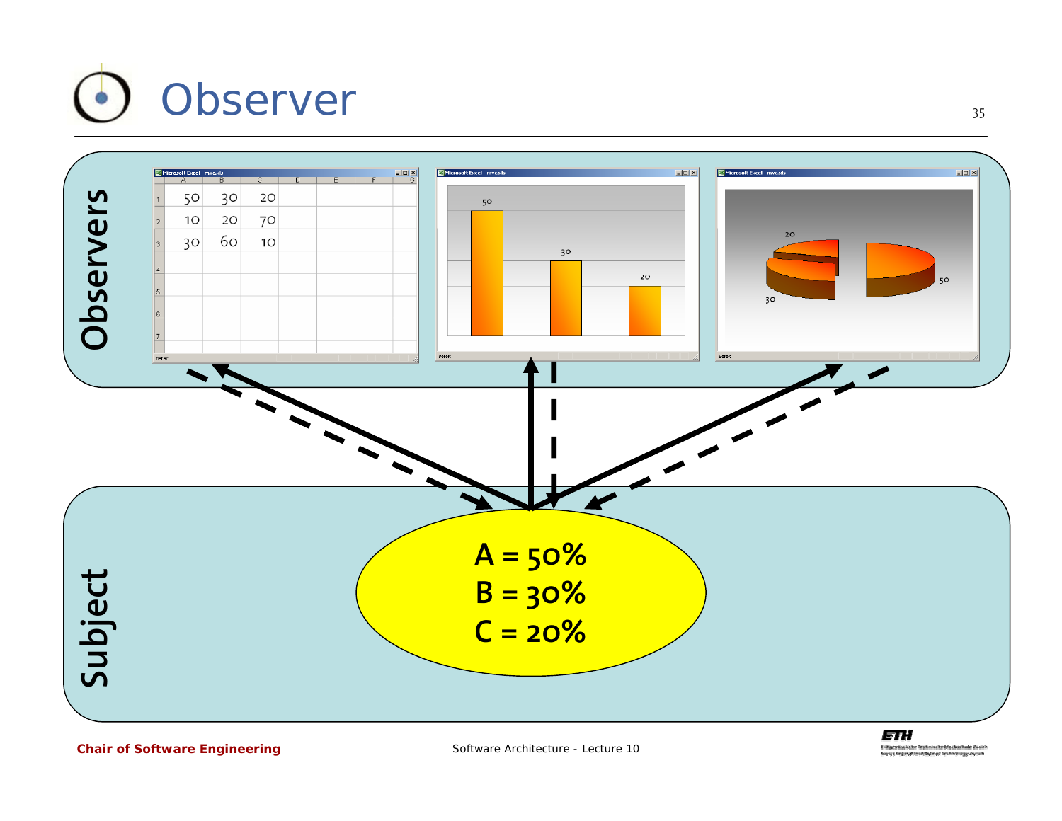# Observer

Observers

| | A | B | C | D | E | F | G |
|---|---|---|---|---|---|---|---|
| 1 | 50 | 30 | 20 | | | | |
| 2 | 10 | 20 | 70 | | | | |
| 3 | 30 | 60 | 10 | | | | |

Subject

A = 50%
B = 30%
C = 20%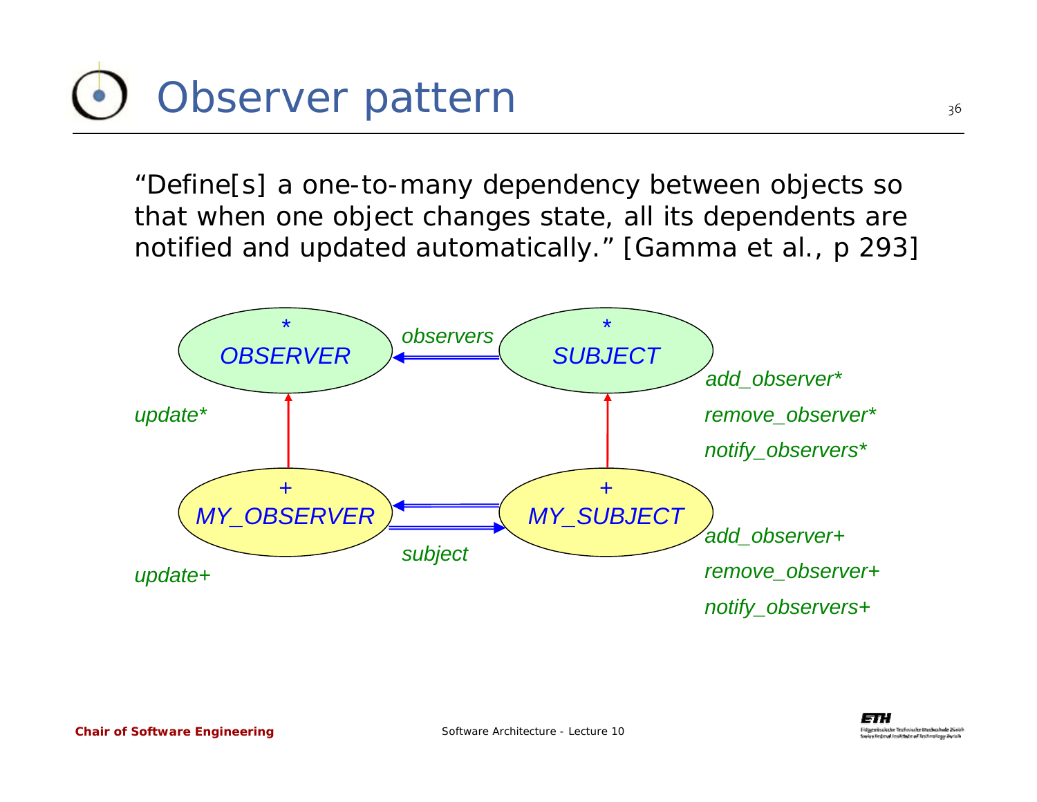# Observer pattern

"Define[s] a one-to-many dependency between objects so that when one object changes state, all its dependents are notified and updated automatically." [Gamma et al., p 293]

\* OBSERVER

*observers*

\* SUBJECT

*update\**

*add_observer\**

*remove_observer\**

*notify_observers\**

\+ MY_OBSERVER

\+ MY_SUBJECT

*subject*

*update+*

*add_observer+*

*remove_observer+*

*notify_observers+*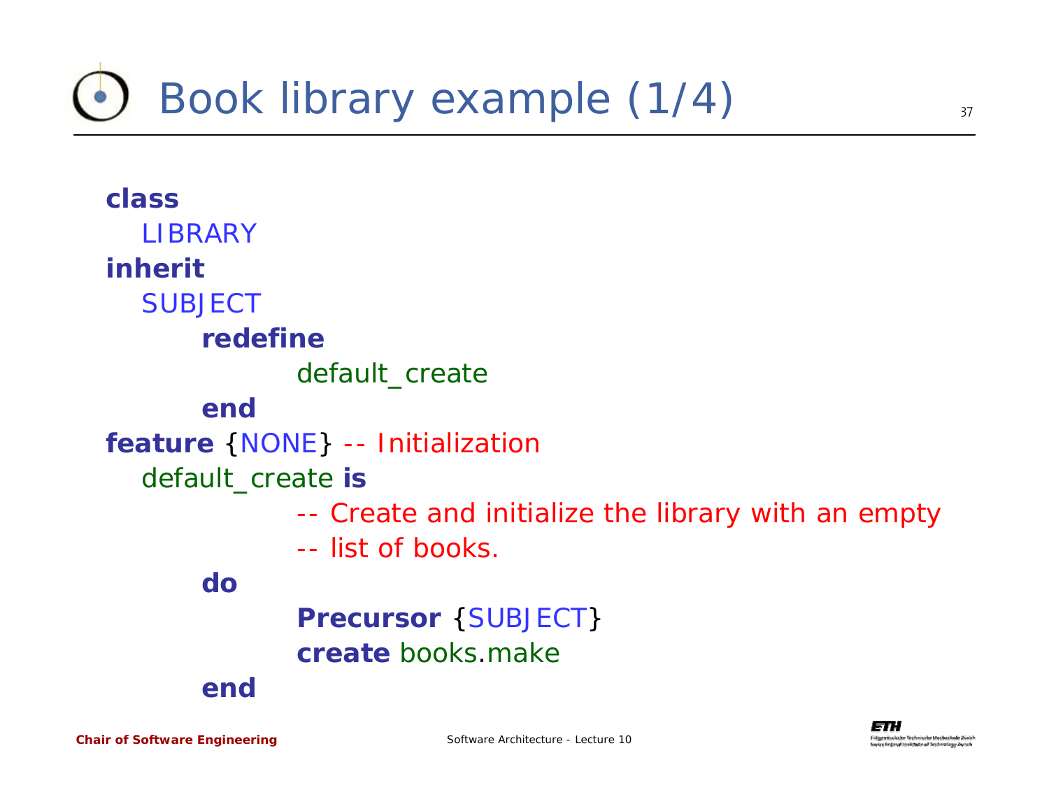# Book library example (1/4)

```
class
   LIBRARY
inherit
   SUBJECT
      redefine
            default_create
      end
feature {NONE} -- Initialization
   default_create is
            -- Create and initialize the library with an empty
            -- list of books.
      do
            Precursor {SUBJECT}
            create books.make
      end
```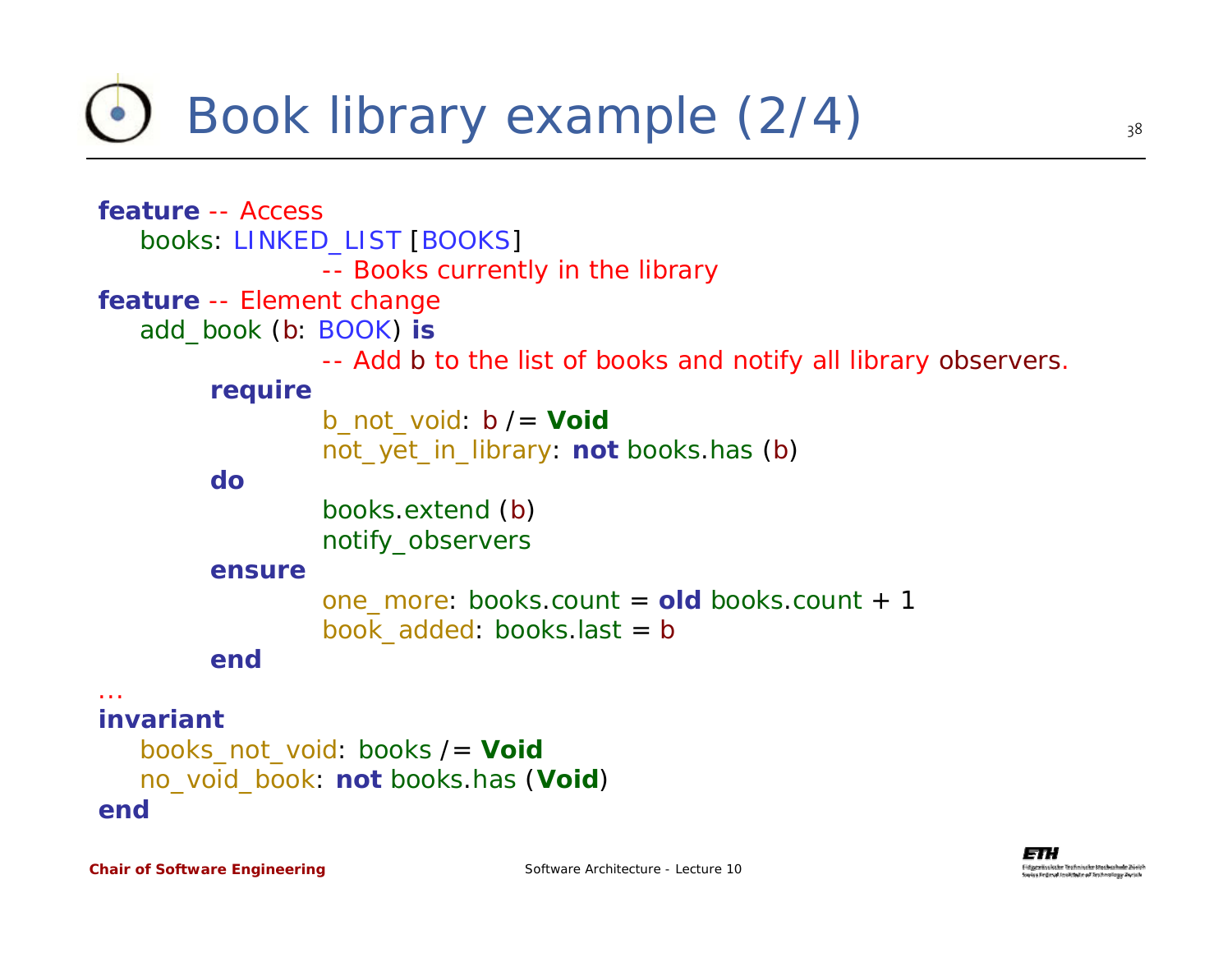# Book library example (2/4)

```
feature -- Access
    books: LINKED_LIST [BOOKS]
                -- Books currently in the library
feature -- Element change
    add_book (b: BOOK) is
                -- Add b to the list of books and notify all library observers.
        require
                b_not_void: b /= Void
                not_yet_in_library: not books.has (b)
        do
                books.extend (b)
                notify_observers
        ensure
                one_more: books.count = old books.count + 1
                book_added: books.last = b
        end
...
invariant
    books_not_void: books /= Void
    no_void_book: not books.has (Void)
end
```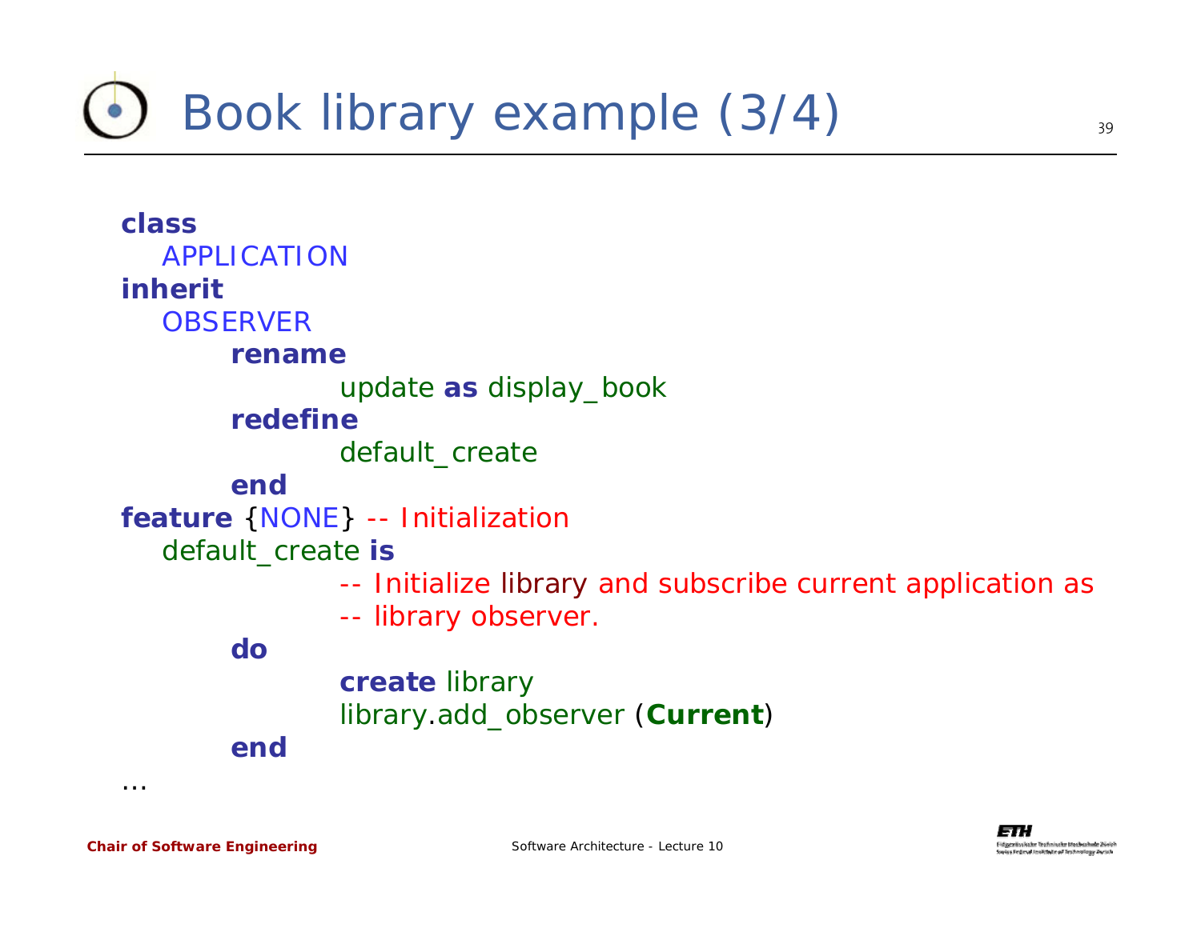# Book library example (3/4)

```
class
   APPLICATION
inherit
   OBSERVER
      rename
            update as display_book
      redefine
            default_create
      end
feature {NONE} -- Initialization
   default_create is
            -- Initialize library and subscribe current application as
            -- library observer.
      do
            create library
            library.add_observer (Current)
      end
…
```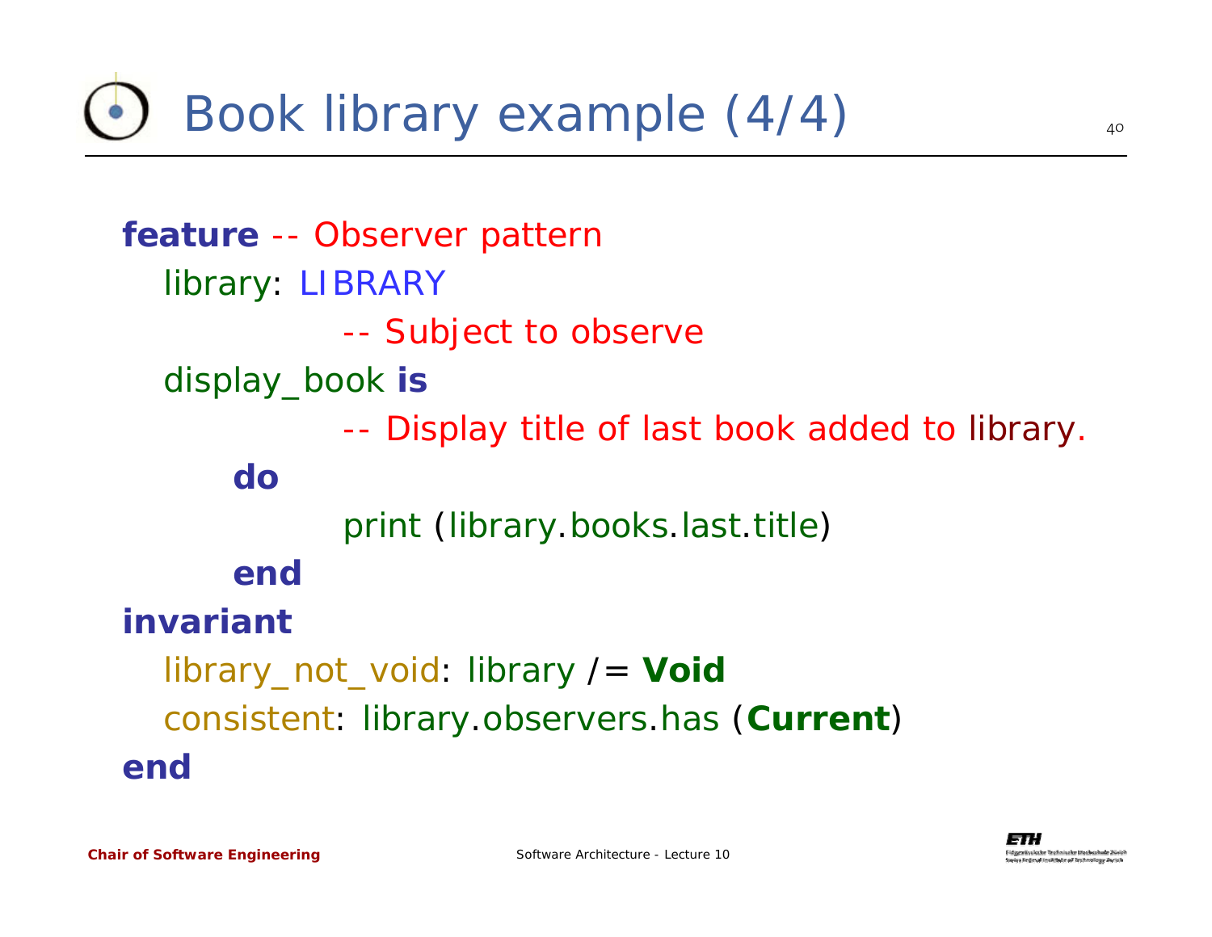# Book library example (4/4)

```
feature -- Observer pattern
    library: LIBRARY
            -- Subject to observe
    display_book is
            -- Display title of last book added to library.
        do
            print (library.books.last.title)
        end
invariant
    library_not_void: library /= Void
    consistent: library.observers.has (Current)
end
```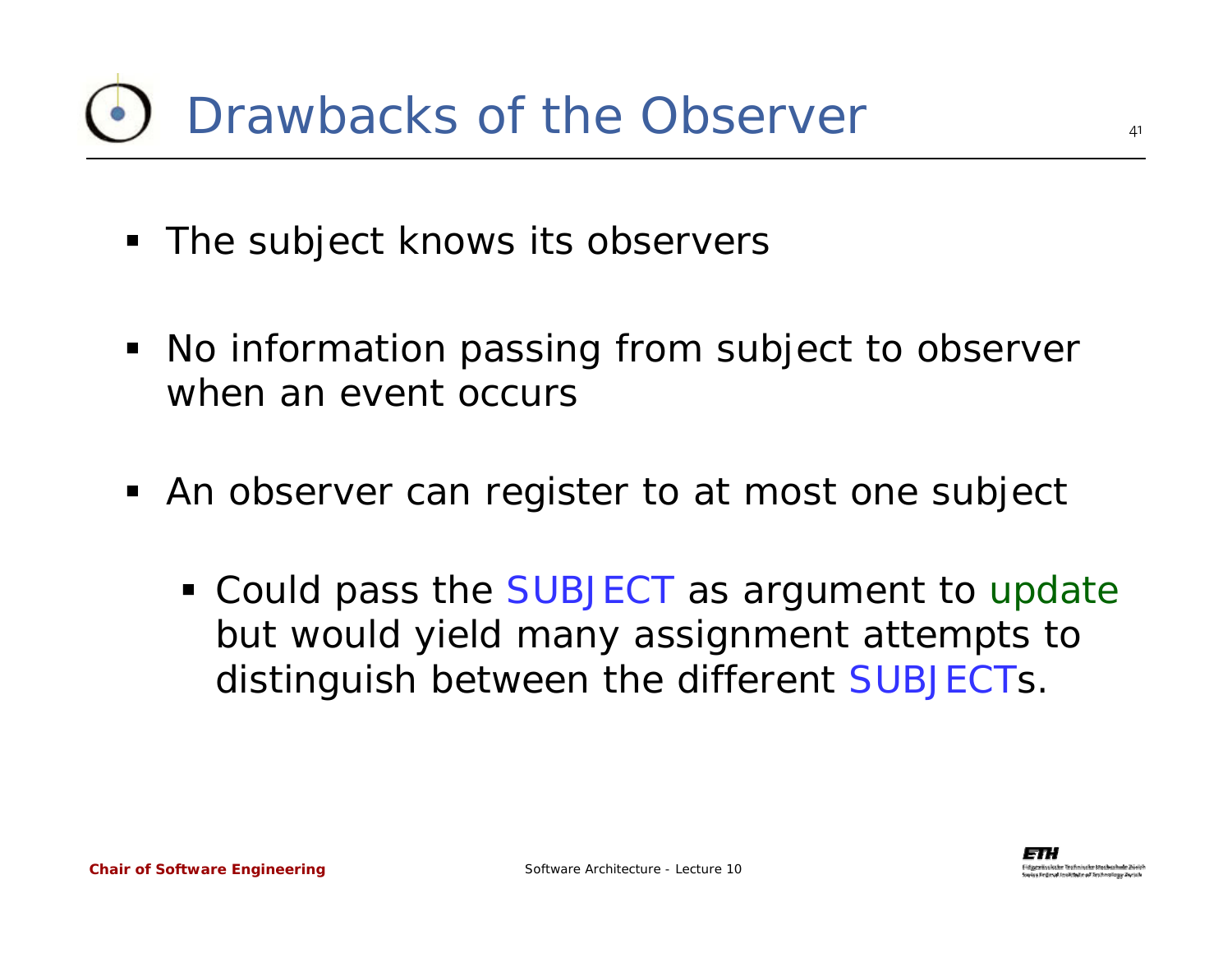# Drawbacks of the Observer

- The subject knows its observers
- No information passing from subject to observer when an event occurs
- An observer can register to at most one subject
  - Could pass the SUBJECT as argument to update but would yield many assignment attempts to distinguish between the different SUBJECTs.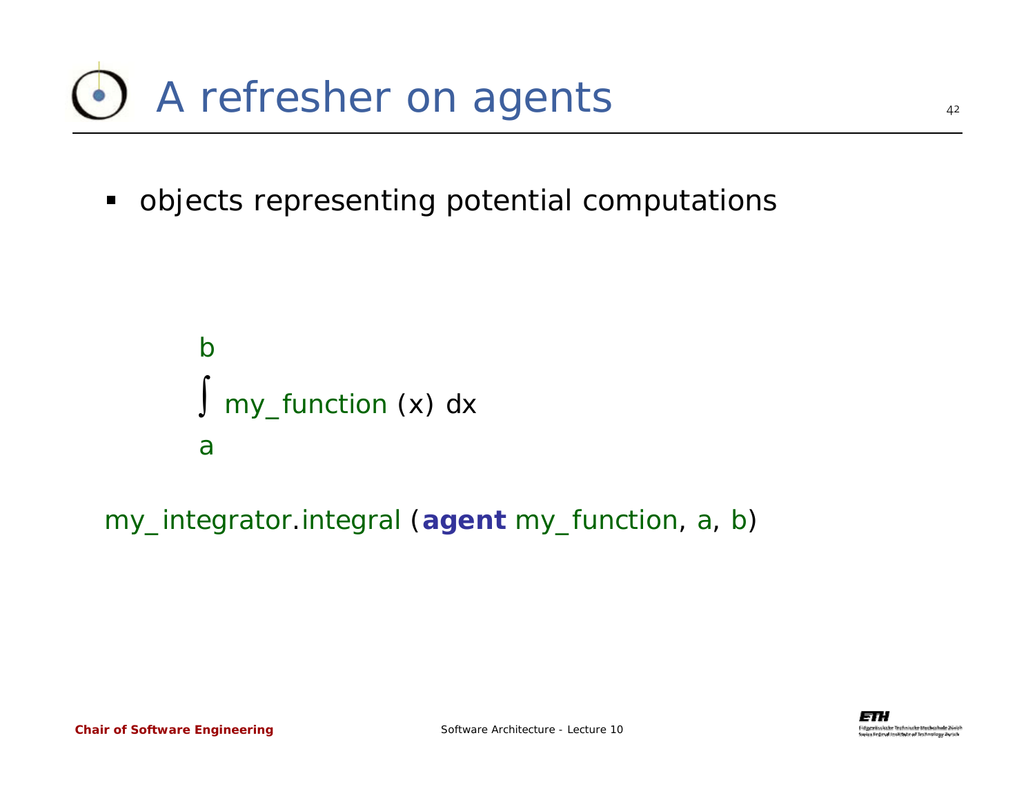# A refresher on agents

- objects representing potential computations

$$\int_a^b my\_function(x)\, dx$$

```
my_integrator.integral (agent my_function, a, b)
```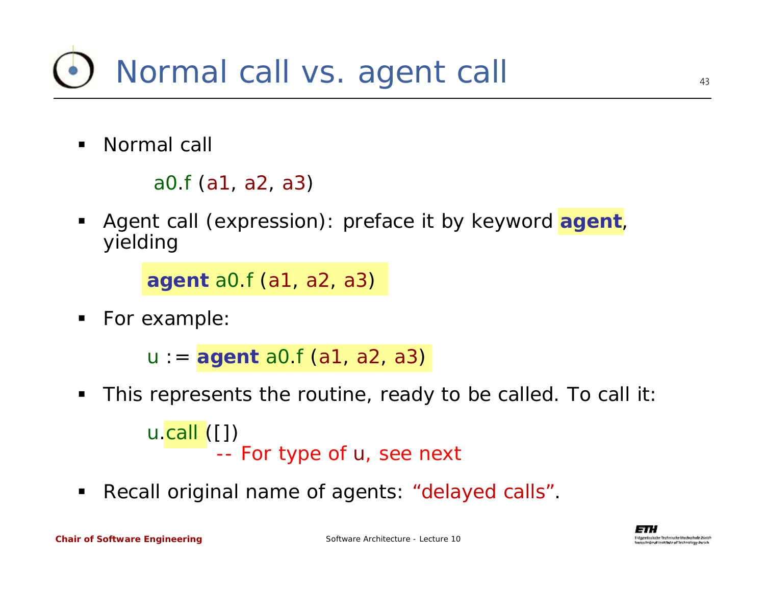# Normal call vs. agent call

- Normal call

```
a0.f (a1, a2, a3)
```

- Agent call (expression): preface it by keyword **agent**, yielding

```
agent a0.f (a1, a2, a3)
```

- For example:

```
u := agent a0.f (a1, a2, a3)
```

- This represents the routine, ready to be called. To call it:

```
u.call ([])
        -- For type of u, see next
```

- Recall original name of agents: "delayed calls".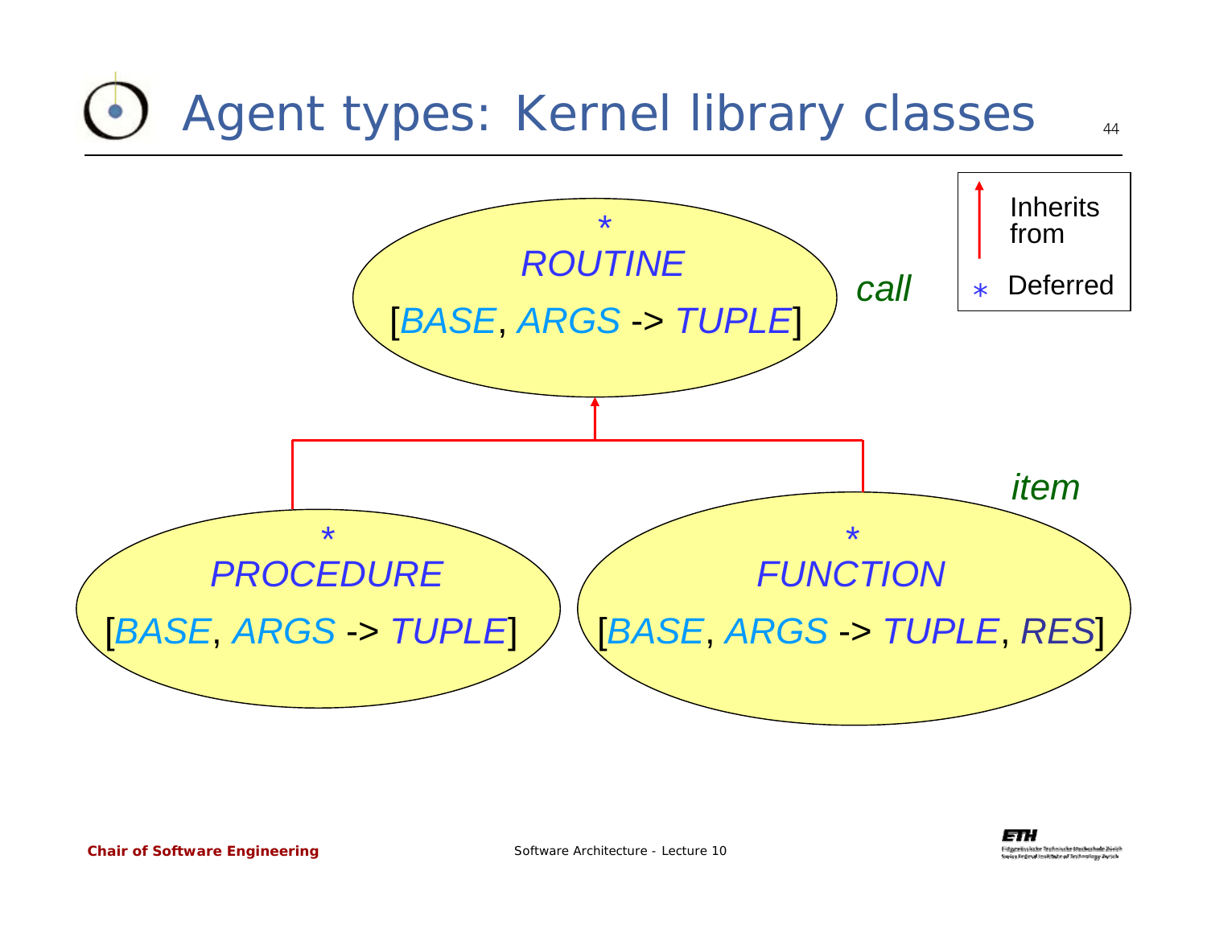# Agent types: Kernel library classes

*
*ROUTINE*
[*BASE*, *ARGS* -> *TUPLE*]

*call*

*
*PROCEDURE*
[*BASE*, *ARGS* -> *TUPLE*]

*
*FUNCTION*
[*BASE*, *ARGS* -> *TUPLE*, *RES*]

*item*

Inherits from

* Deferred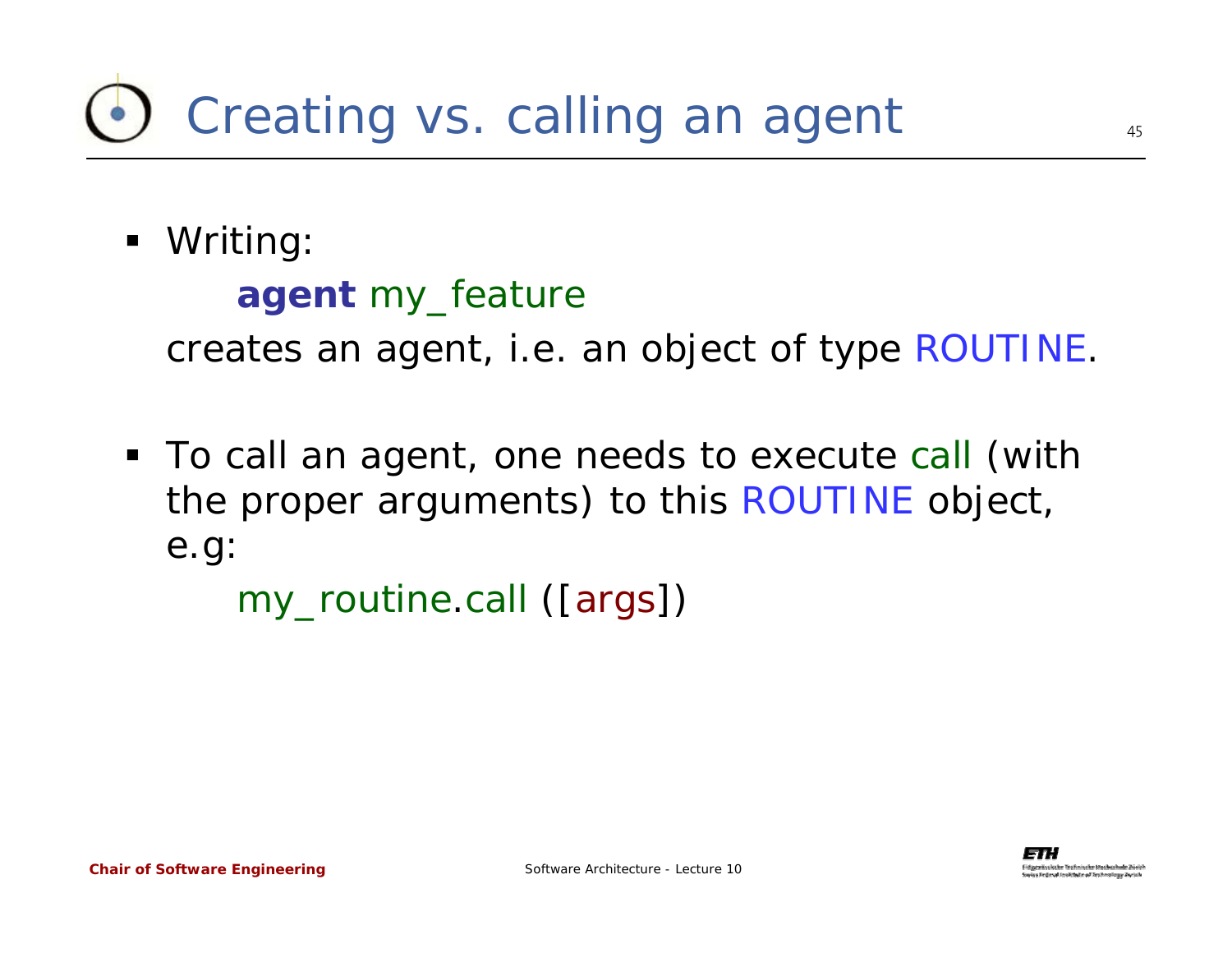# Creating vs. calling an agent

- Writing:

  ```
  agent my_feature
  ```

  creates an agent, i.e. an object of type ROUTINE.

- To call an agent, one needs to execute call (with the proper arguments) to this ROUTINE object, e.g:

  ```
  my_routine.call ([args])
  ```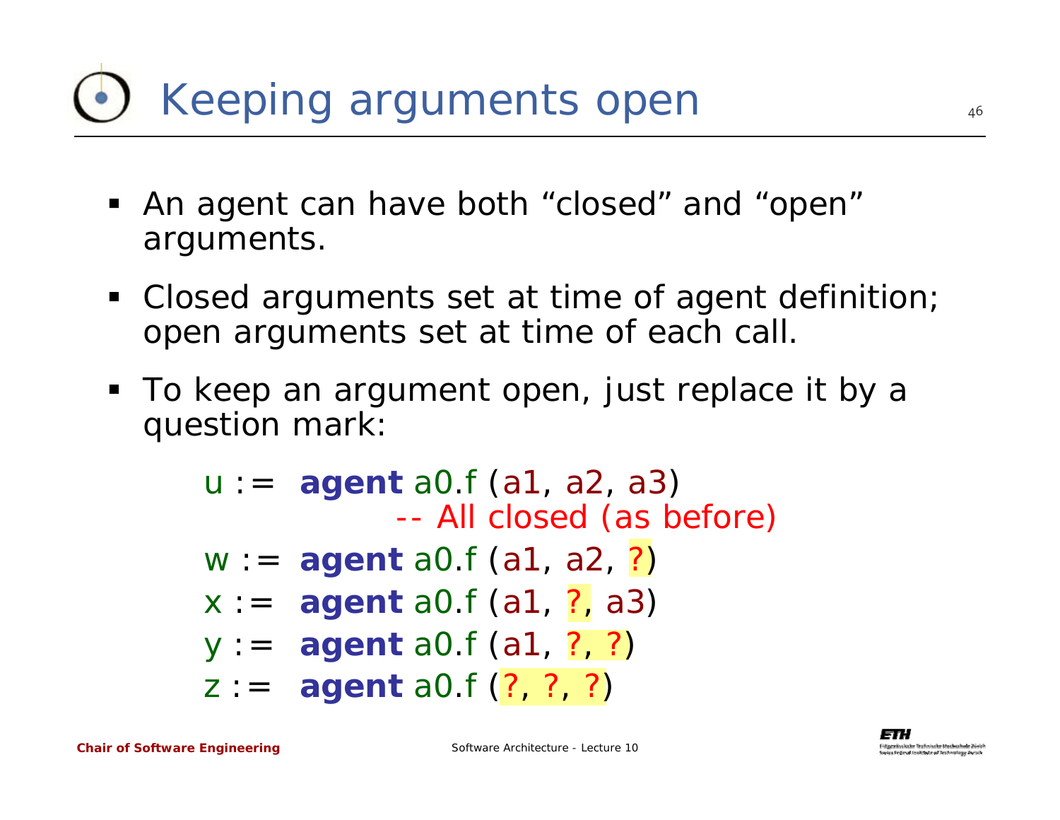# Keeping arguments open

- An agent can have both "closed" and "open" arguments.
- Closed arguments set at time of agent definition; open arguments set at time of each call.
- To keep an argument open, just replace it by a question mark:

```
u := agent a0.f (a1, a2, a3)
            -- All closed (as before)
w := agent a0.f (a1, a2, ?)
x := agent a0.f (a1, ?, a3)
y := agent a0.f (a1, ?, ?)
z := agent a0.f (?, ?, ?)
```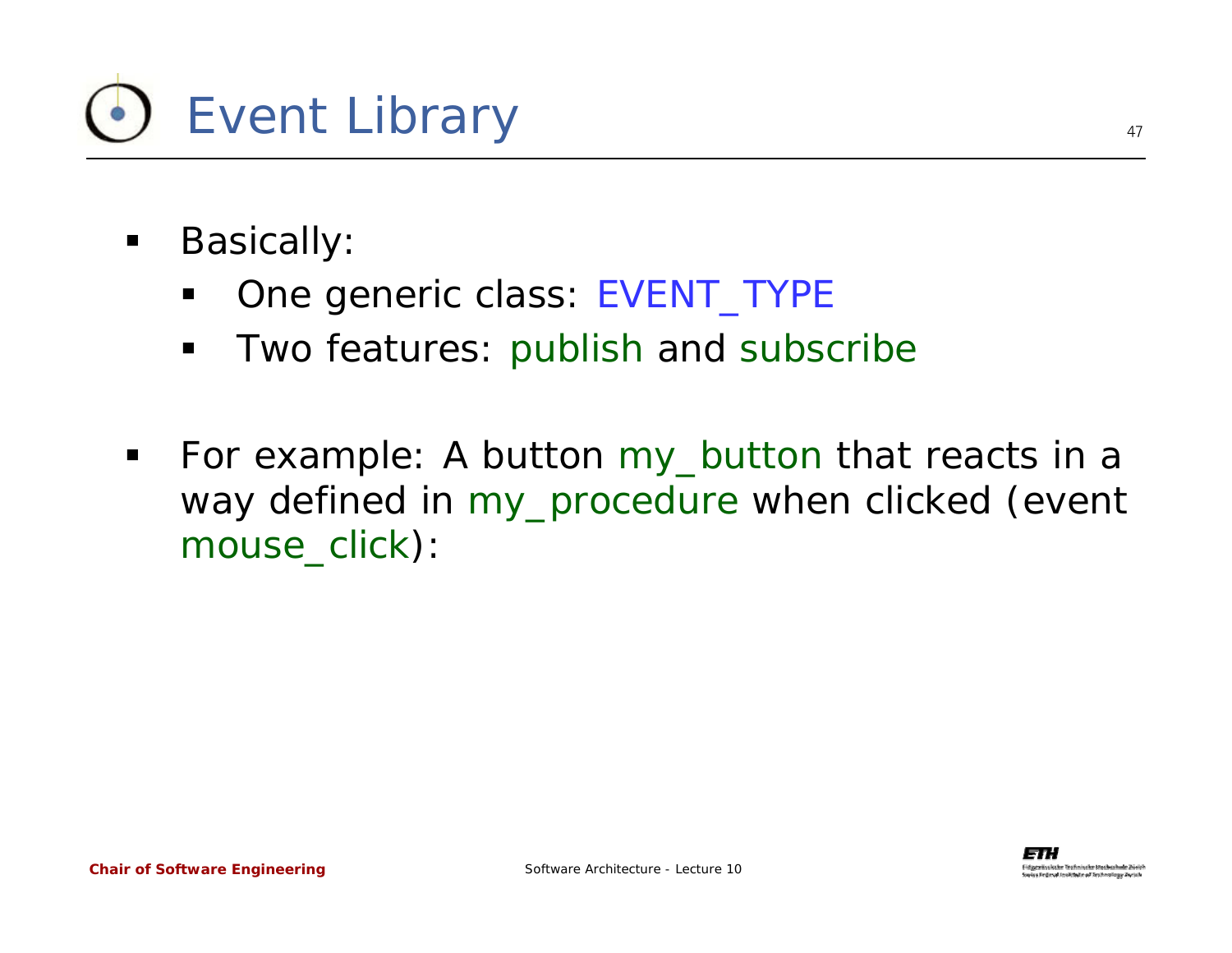# Event Library

- Basically:
  - One generic class: EVENT_TYPE
  - Two features: publish and subscribe
- For example: A button my_button that reacts in a way defined in my_procedure when clicked (event mouse_click):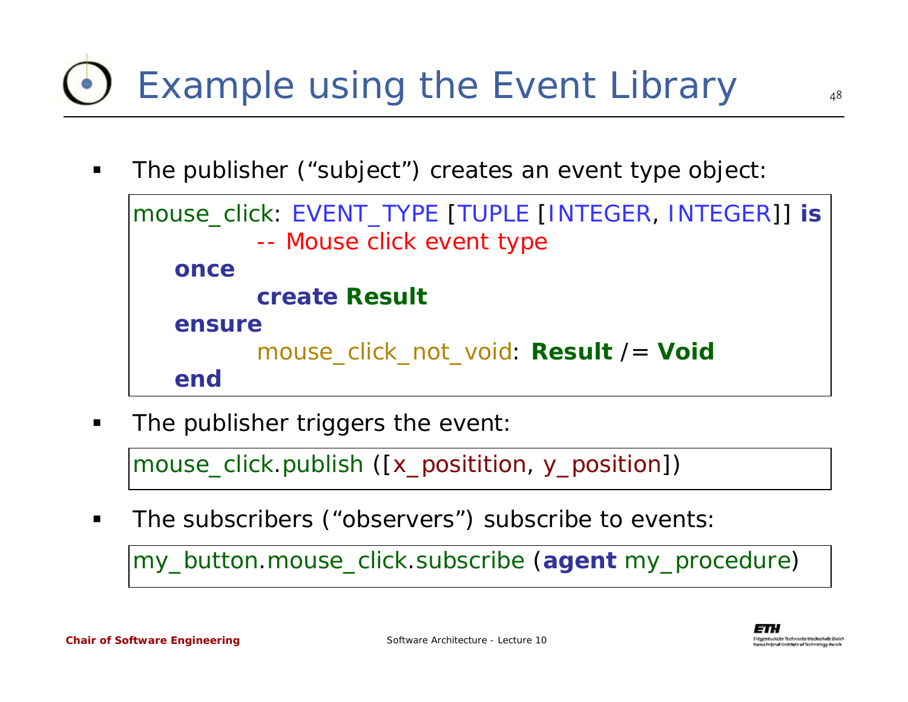# Example using the Event Library

- The publisher ("subject") creates an event type object:

```
mouse_click: EVENT_TYPE [TUPLE [INTEGER, INTEGER]] is
		-- Mouse click event type
	once
		create Result
	ensure
		mouse_click_not_void: Result /= Void
	end
```

- The publisher triggers the event:

```
mouse_click.publish ([x_positition, y_position])
```

- The subscribers ("observers") subscribe to events:

```
my_button.mouse_click.subscribe (agent my_procedure)
```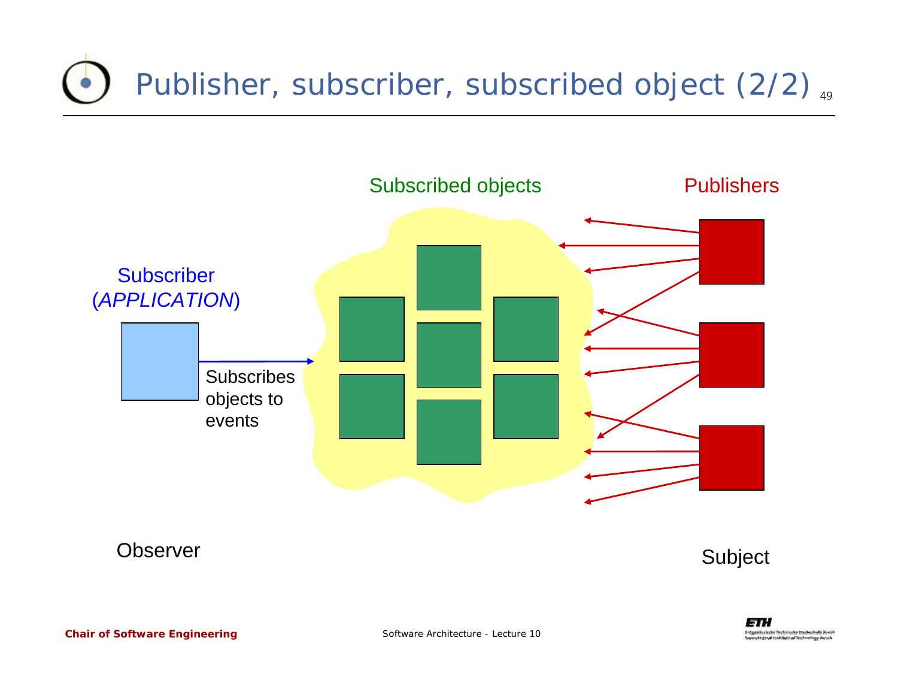# Publisher, subscriber, subscribed object (2/2)

Subscribed objects

Publishers

Subscriber (*APPLICATION*)

Subscribes objects to events

Observer

Subject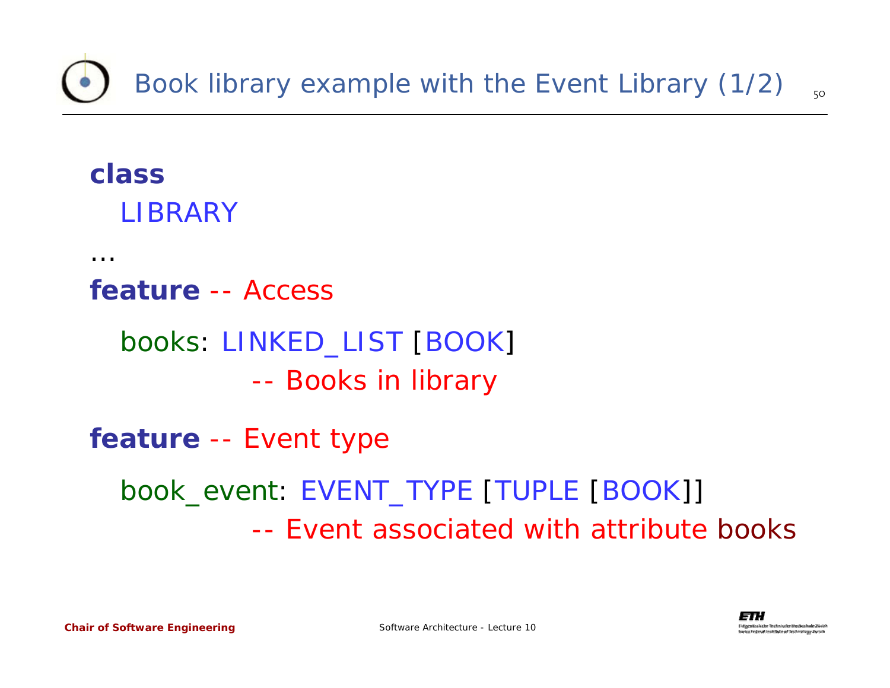# Book library example with the Event Library (1/2)

```
class
    LIBRARY

…
feature -- Access

    books: LINKED_LIST [BOOK]
            -- Books in library

feature -- Event type

    book_event: EVENT_TYPE [TUPLE [BOOK]]
            -- Event associated with attribute books
```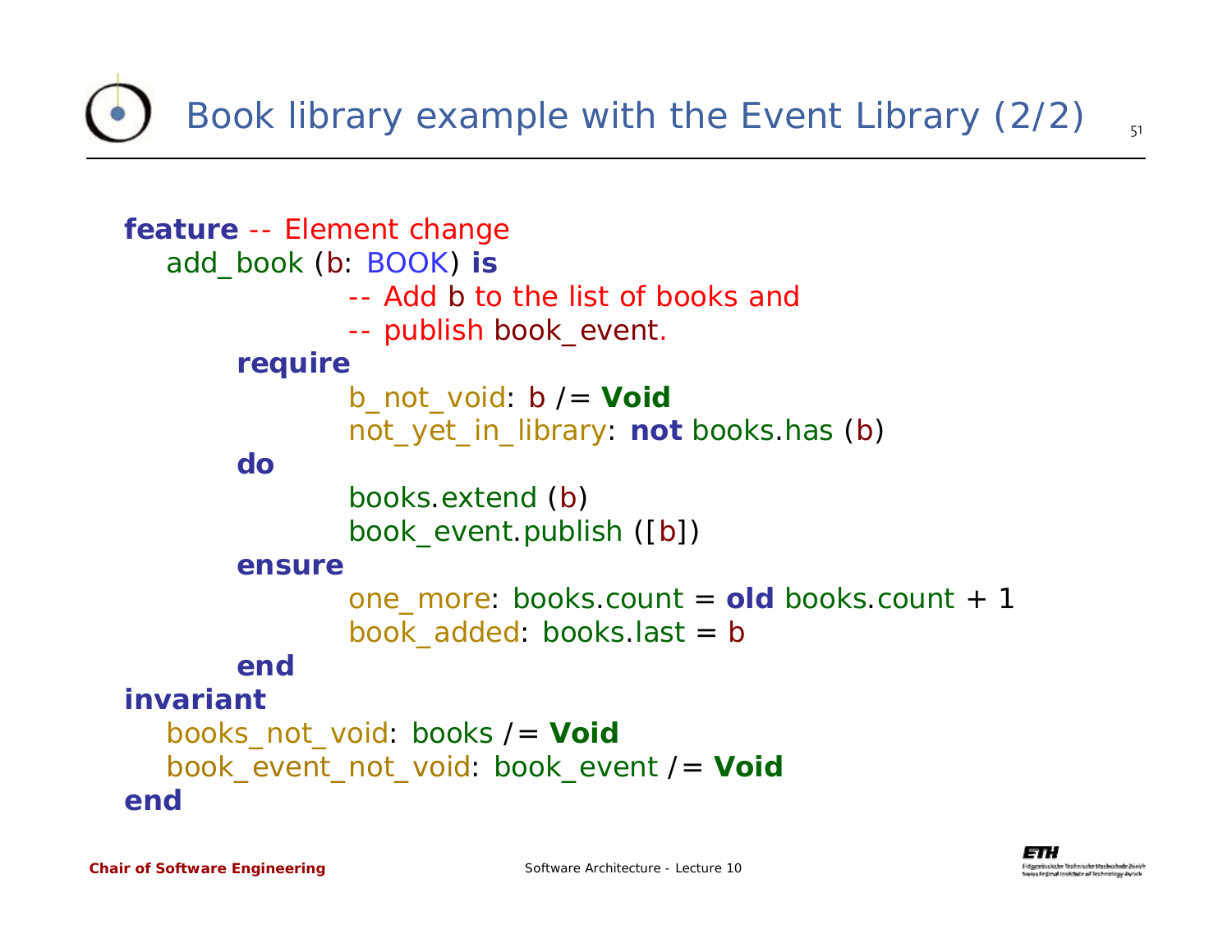# Book library example with the Event Library (2/2)

```
feature -- Element change
   add_book (b: BOOK) is
               -- Add b to the list of books and
               -- publish book_event.
         require
               b_not_void: b /= Void
               not_yet_in_library: not books.has (b)
         do
               books.extend (b)
               book_event.publish ([b])
         ensure
               one_more: books.count = old books.count + 1
               book_added: books.last = b
         end
invariant
   books_not_void: books /= Void
   book_event_not_void: book_event /= Void
end
```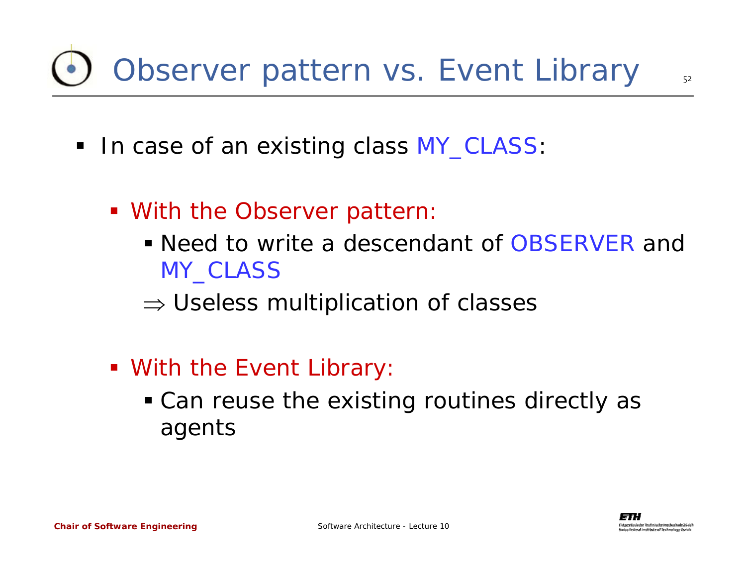# Observer pattern vs. Event Library

- In case of an existing class MY_CLASS:
  - With the Observer pattern:
    - Need to write a descendant of OBSERVER and MY_CLASS
    
    $\Rightarrow$ Useless multiplication of classes
  - With the Event Library:
    - Can reuse the existing routines directly as agents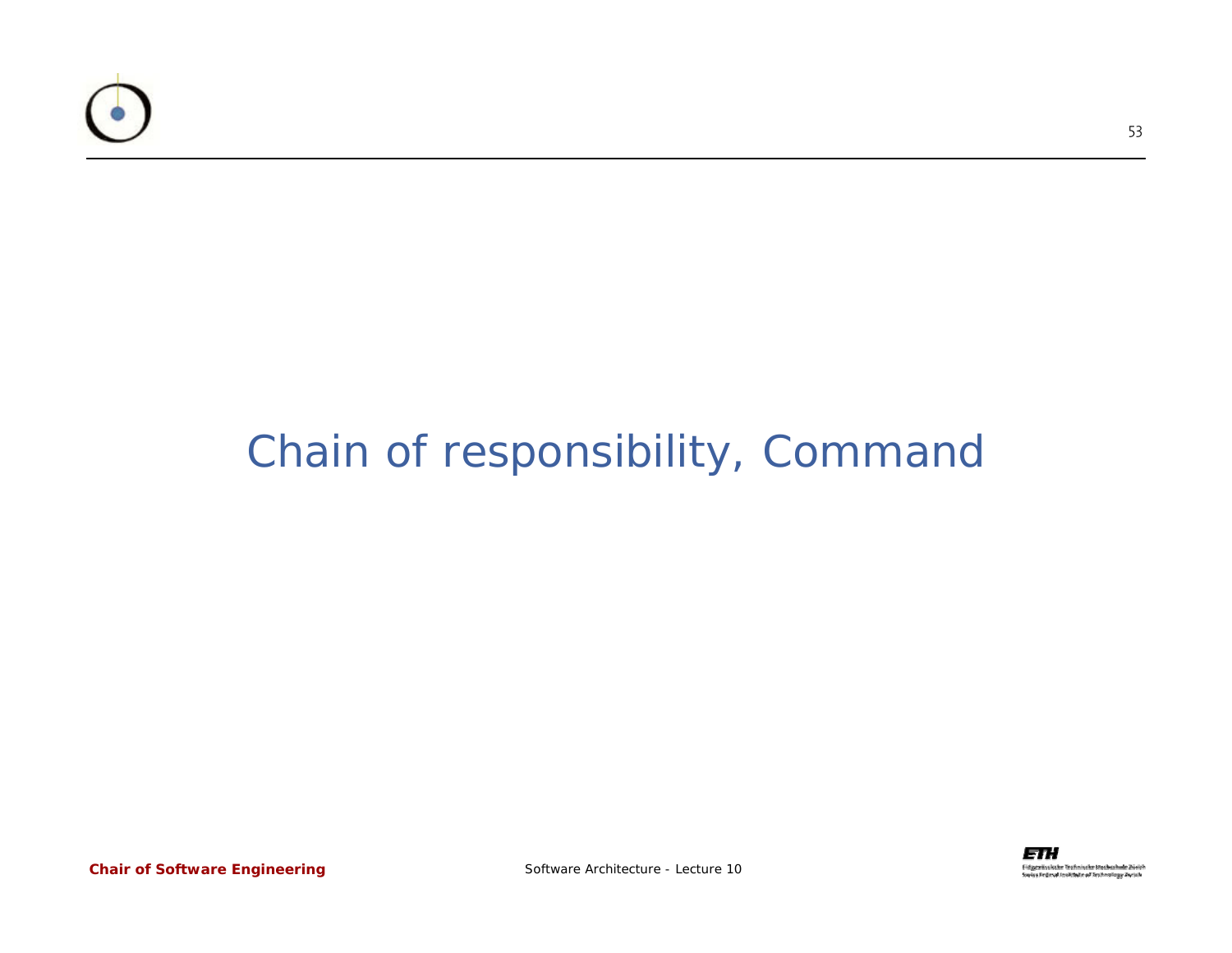# Chain of responsibility, Command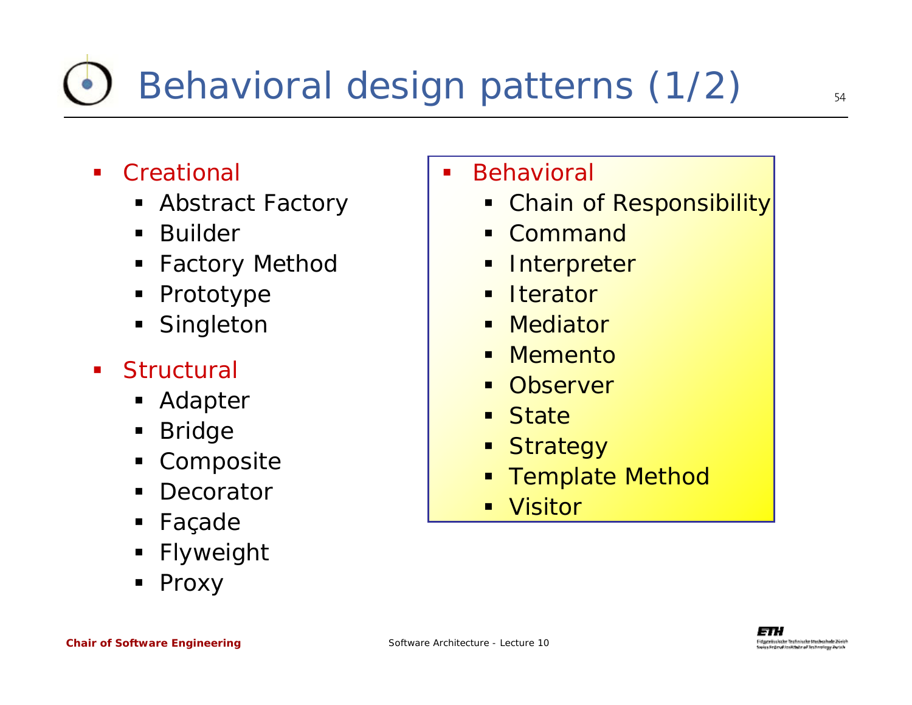# Behavioral design patterns (1/2)

- Creational
  - Abstract Factory
  - Builder
  - Factory Method
  - Prototype
  - Singleton
- Structural
  - Adapter
  - Bridge
  - Composite
  - Decorator
  - Façade
  - Flyweight
  - Proxy
- Behavioral
  - Chain of Responsibility
  - Command
  - Interpreter
  - Iterator
  - Mediator
  - Memento
  - Observer
  - State
  - Strategy
  - Template Method
  - Visitor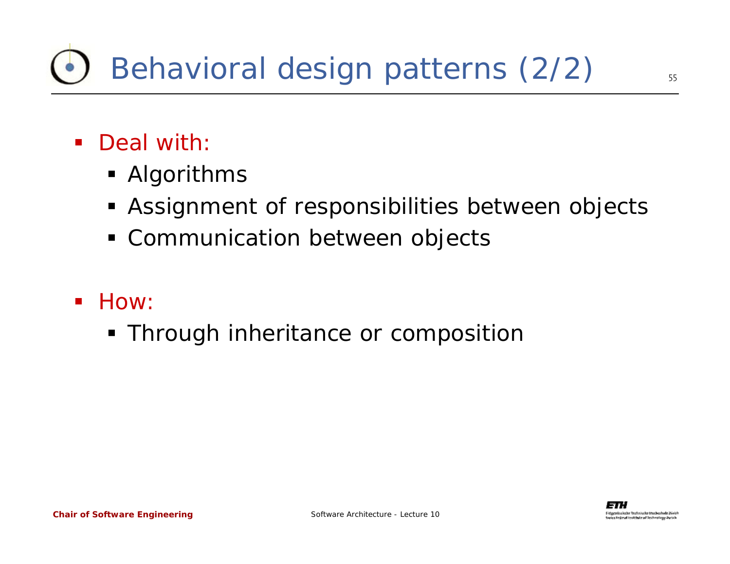# Behavioral design patterns (2/2)

- Deal with:
  - Algorithms
  - Assignment of responsibilities between objects
  - Communication between objects

- How:
  - Through inheritance or composition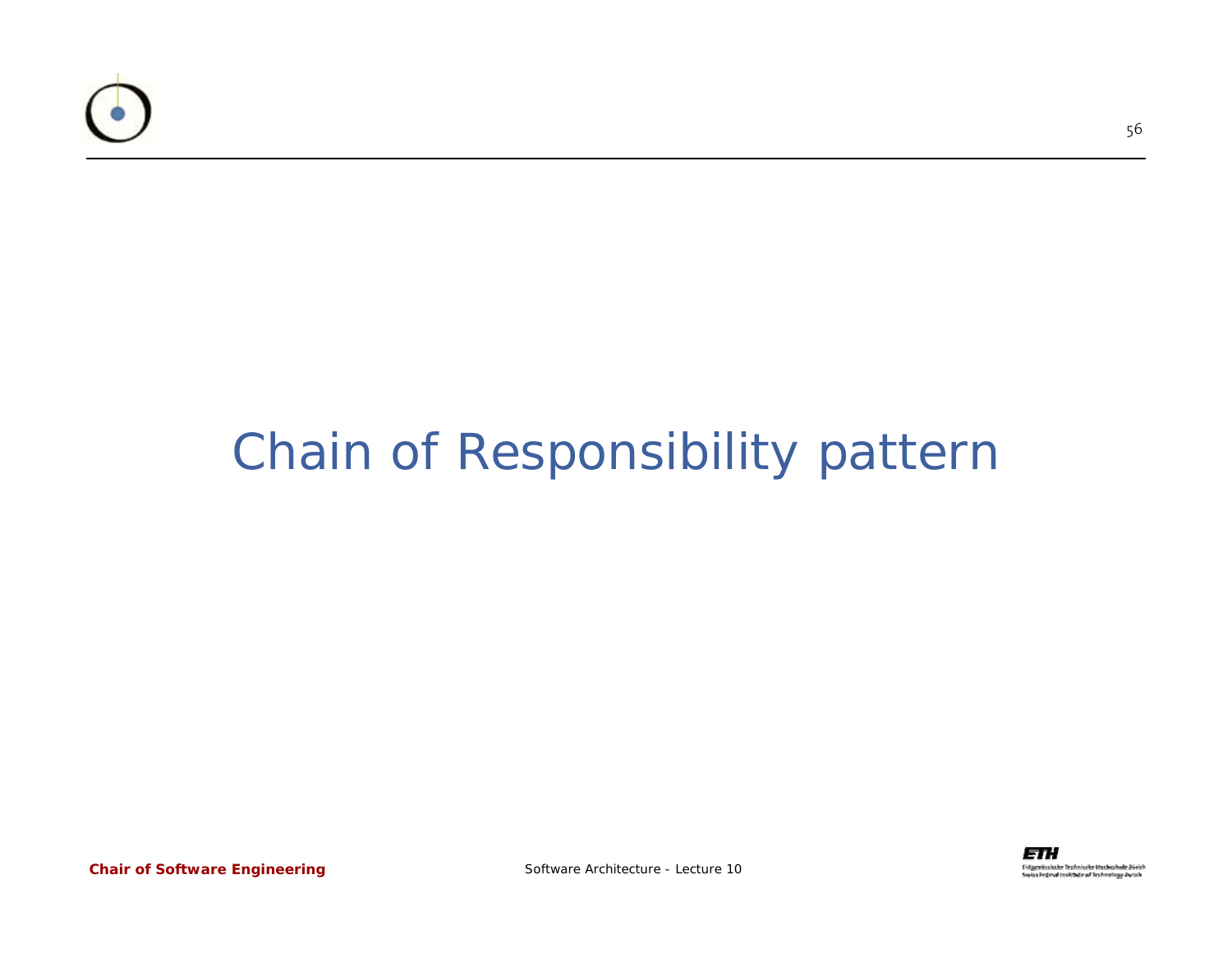# Chain of Responsibility pattern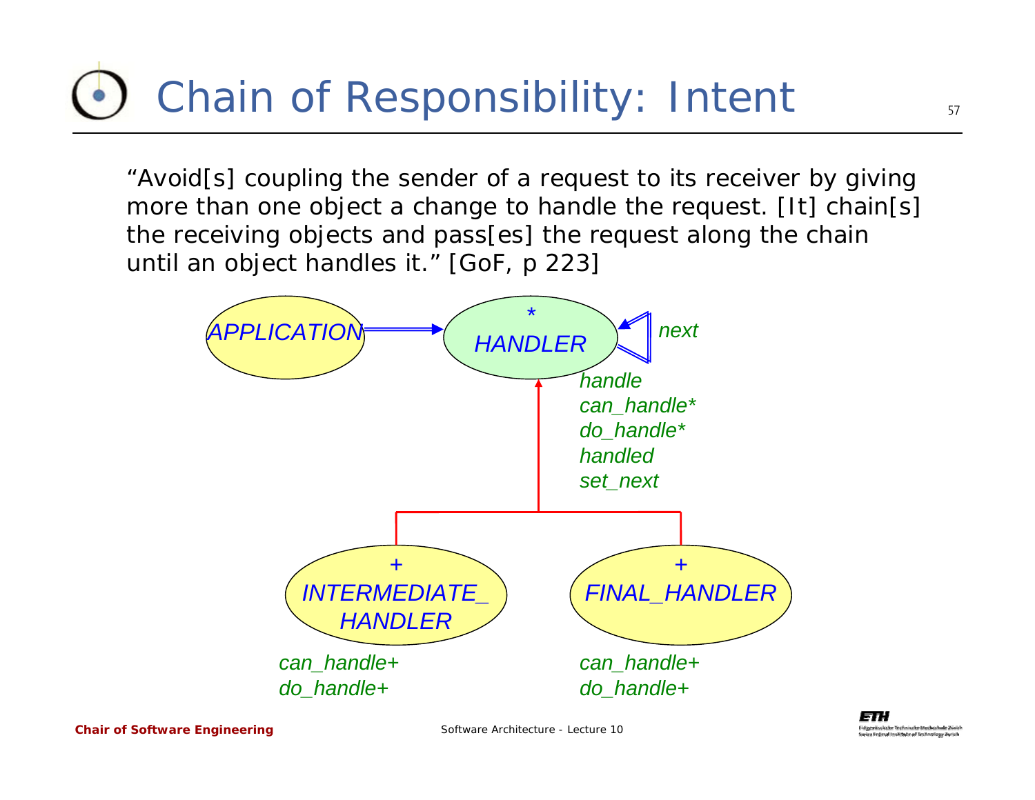# Chain of Responsibility: Intent

"Avoid[s] coupling the sender of a request to its receiver by giving more than one object a change to handle the request. [It] chain[s] the receiving objects and pass[es] the request along the chain until an object handles it." [GoF, p 223]

APPLICATION

\*
HANDLER

next

handle
can_handle*
do_handle*
handled
set_next

\+
INTERMEDIATE_
HANDLER

can_handle+
do_handle+

\+
FINAL_HANDLER

can_handle+
do_handle+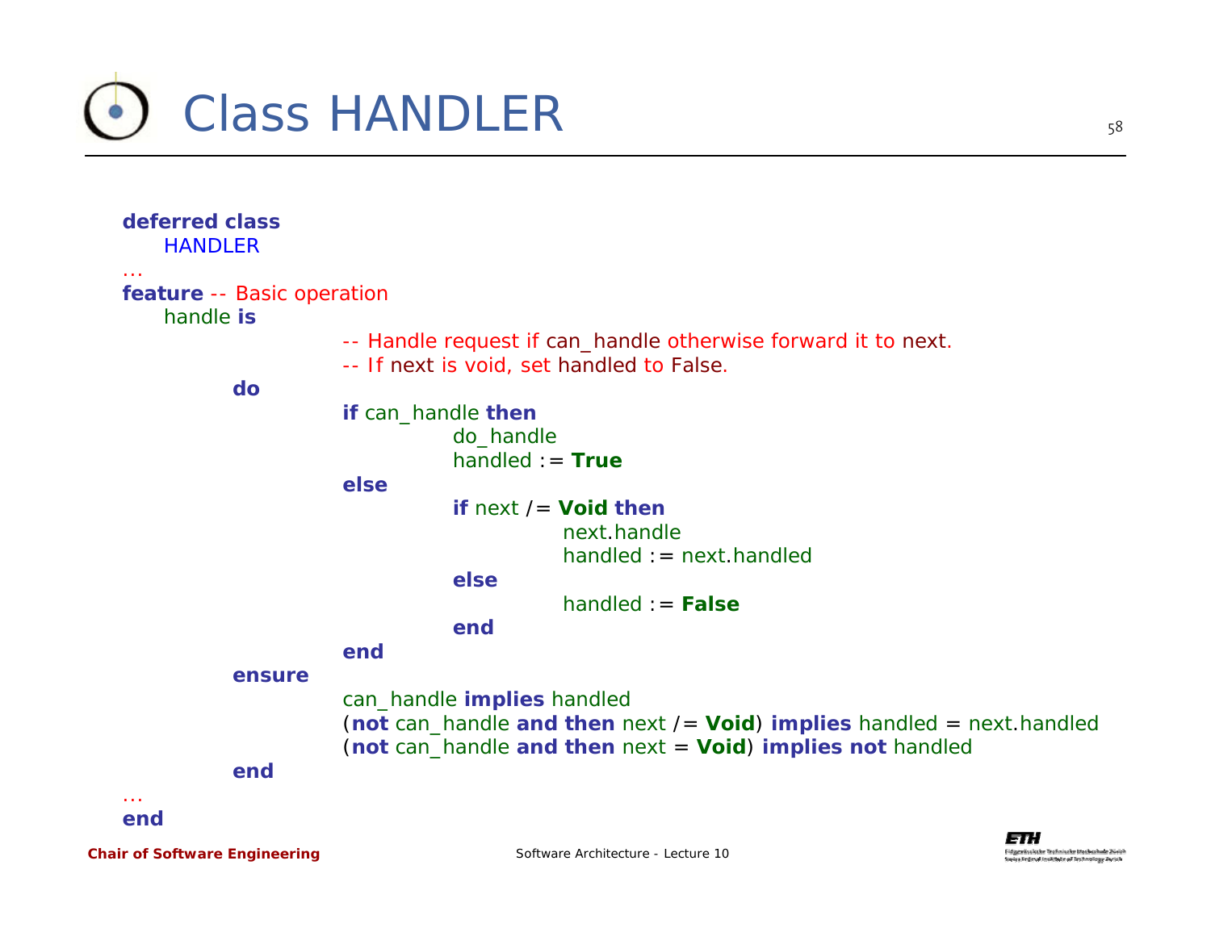# Class HANDLER

```
deferred class
    HANDLER
...
feature -- Basic operation
    handle is
                -- Handle request if can_handle otherwise forward it to next.
                -- If next is void, set handled to False.
        do
                if can_handle then
                        do_handle
                        handled := True
                else
                        if next /= Void then
                                next.handle
                                handled := next.handled
                        else
                                handled := False
                        end
                end
        ensure
                can_handle implies handled
                (not can_handle and then next /= Void) implies handled = next.handled
                (not can_handle and then next = Void) implies not handled
        end
...
end
```

Chair of Software Engineering

Software Architecture - Lecture 10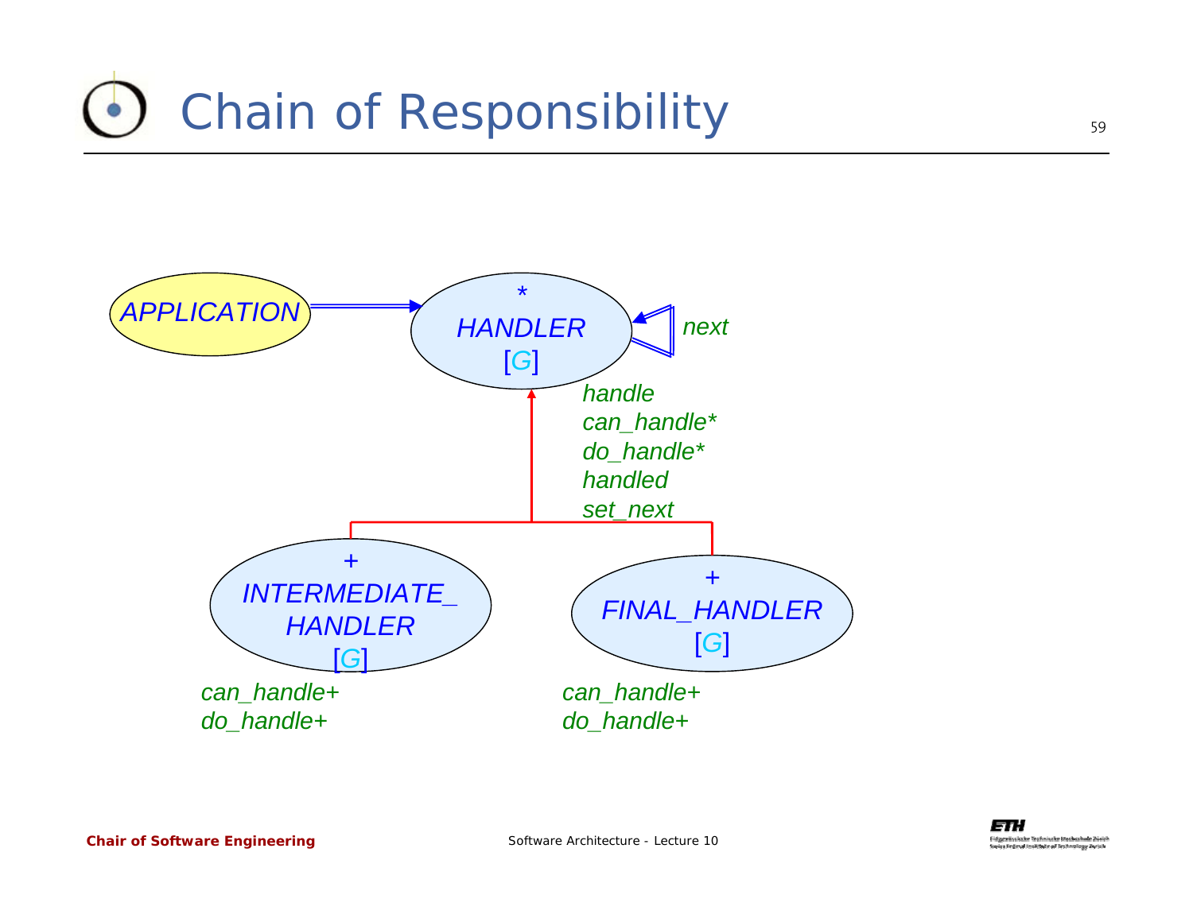# Chain of Responsibility

APPLICATION

\*
HANDLER
[G]

next

handle
can_handle*
do_handle*
handled
set_next

\+
INTERMEDIATE_
HANDLER
[G]

can_handle+
do_handle+

\+
FINAL_HANDLER
[G]

can_handle+
do_handle+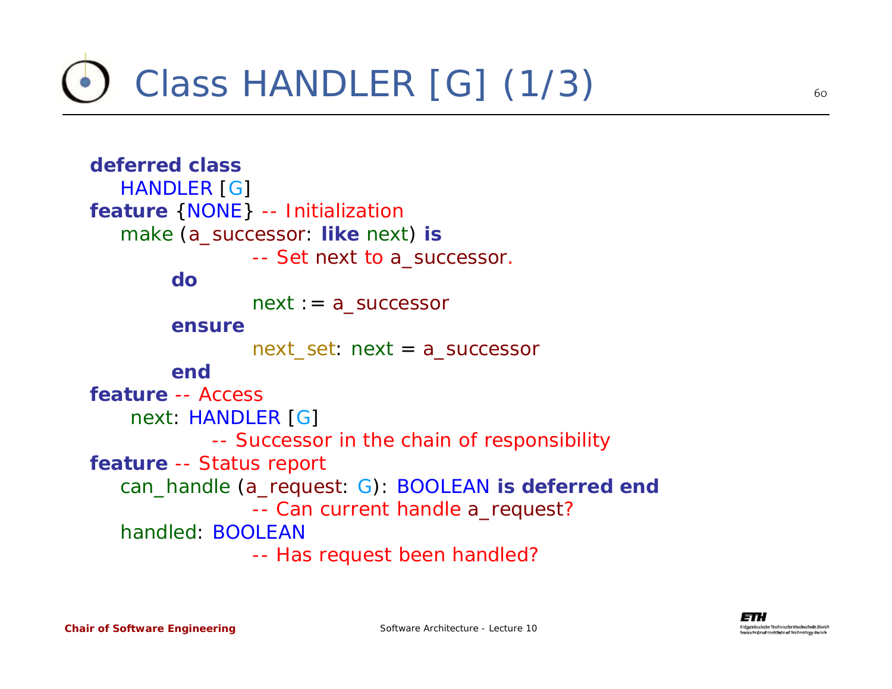# Class HANDLER [G] (1/3)

```
deferred class
   HANDLER [G]
feature {NONE} -- Initialization
   make (a_successor: like next) is
                -- Set next to a_successor.
         do
                next := a_successor
         ensure
                next_set: next = a_successor
         end
feature -- Access
    next: HANDLER [G]
              -- Successor in the chain of responsibility
feature -- Status report
   can_handle (a_request: G): BOOLEAN is deferred end
                -- Can current handle a_request?
   handled: BOOLEAN
                -- Has request been handled?
```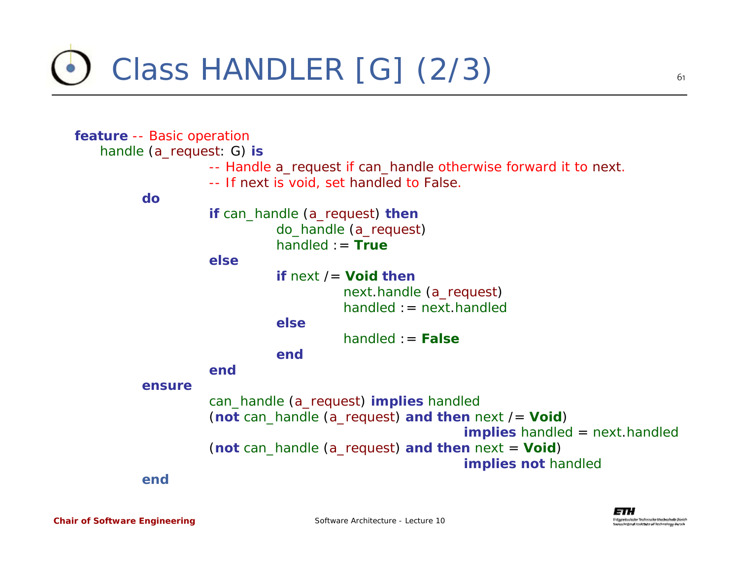# Class HANDLER [G] (2/3)

```
feature -- Basic operation
    handle (a_request: G) is
            -- Handle a_request if can_handle otherwise forward it to next.
            -- If next is void, set handled to False.
        do
            if can_handle (a_request) then
                do_handle (a_request)
                handled := True
            else
                if next /= Void then
                    next.handle (a_request)
                    handled := next.handled
                else
                    handled := False
                end
            end
        ensure
            can_handle (a_request) implies handled
            (not can_handle (a_request) and then next /= Void)
                                        implies handled = next.handled
            (not can_handle (a_request) and then next = Void)
                                        implies not handled
        end
```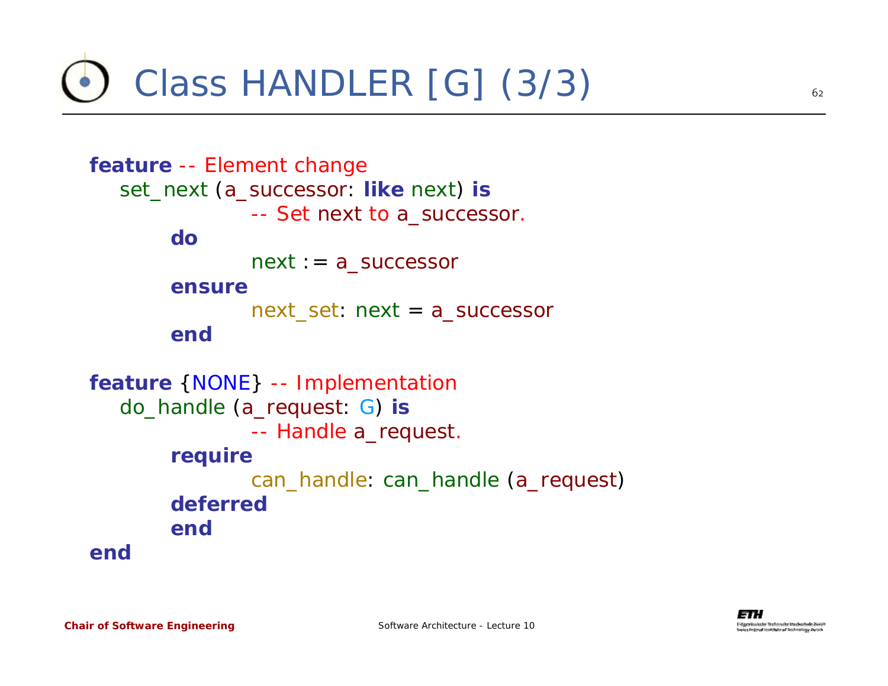# Class HANDLER [G] (3/3)

```
feature -- Element change
   set_next (a_successor: like next) is
            -- Set next to a_successor.
      do
            next := a_successor
      ensure
            next_set: next = a_successor
      end

feature {NONE} -- Implementation
   do_handle (a_request: G) is
            -- Handle a_request.
      require
            can_handle: can_handle (a_request)
      deferred
      end
end
```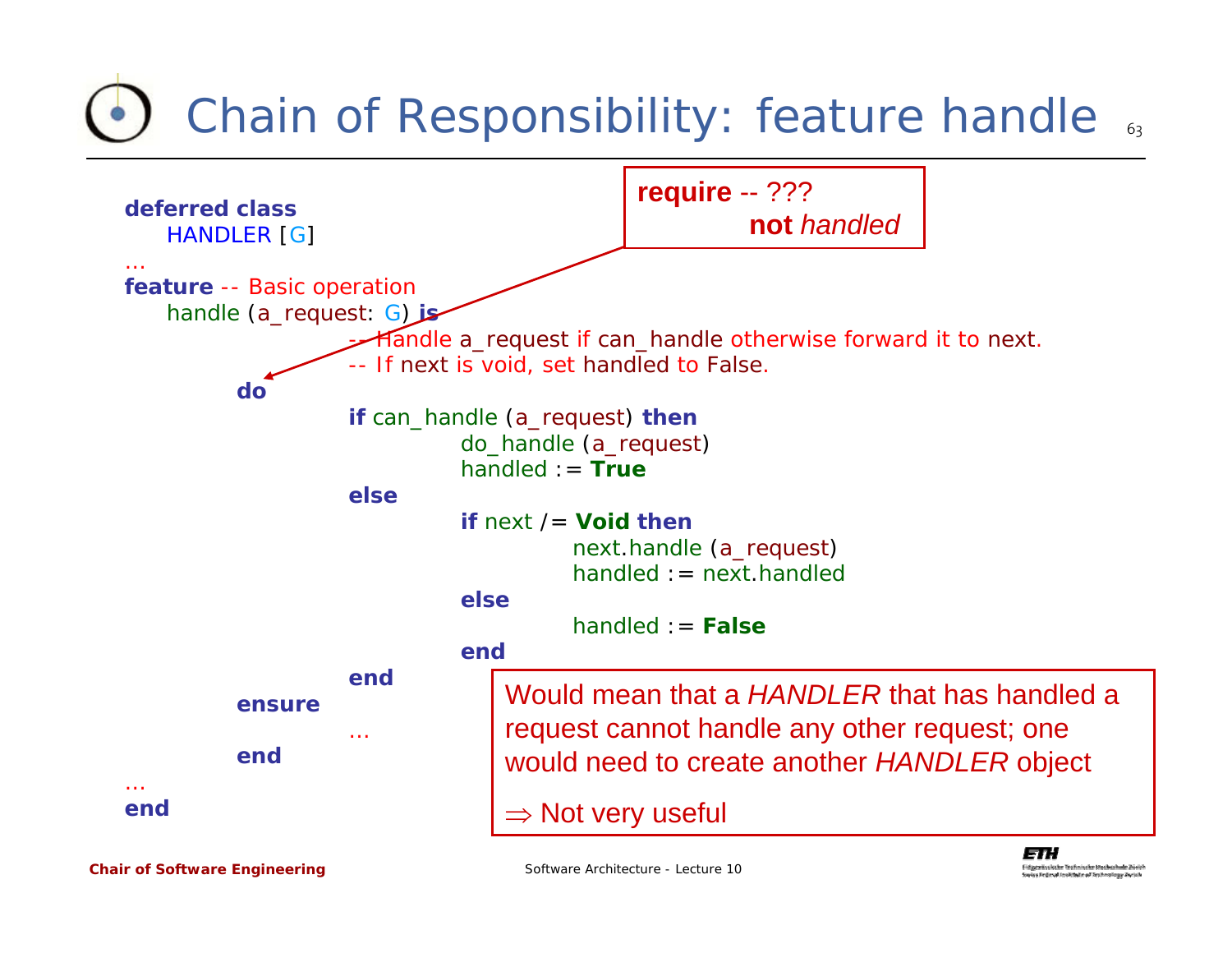# Chain of Responsibility: feature handle

```
deferred class
    HANDLER [G]
...
feature -- Basic operation
    handle (a_request: G) is
            -- Handle a_request if can_handle otherwise forward it to next.
            -- If next is void, set handled to False.
        do
            if can_handle (a_request) then
                do_handle (a_request)
                handled := True
            else
                if next /= Void then
                    next.handle (a_request)
                    handled := next.handled
                else
                    handled := False
                end
            end
        ensure
            ...
        end
...
end
```

**require** -- ???
**not** *handled*

Would mean that a *HANDLER* that has handled a request cannot handle any other request; one would need to create another *HANDLER* object

$\Rightarrow$ Not very useful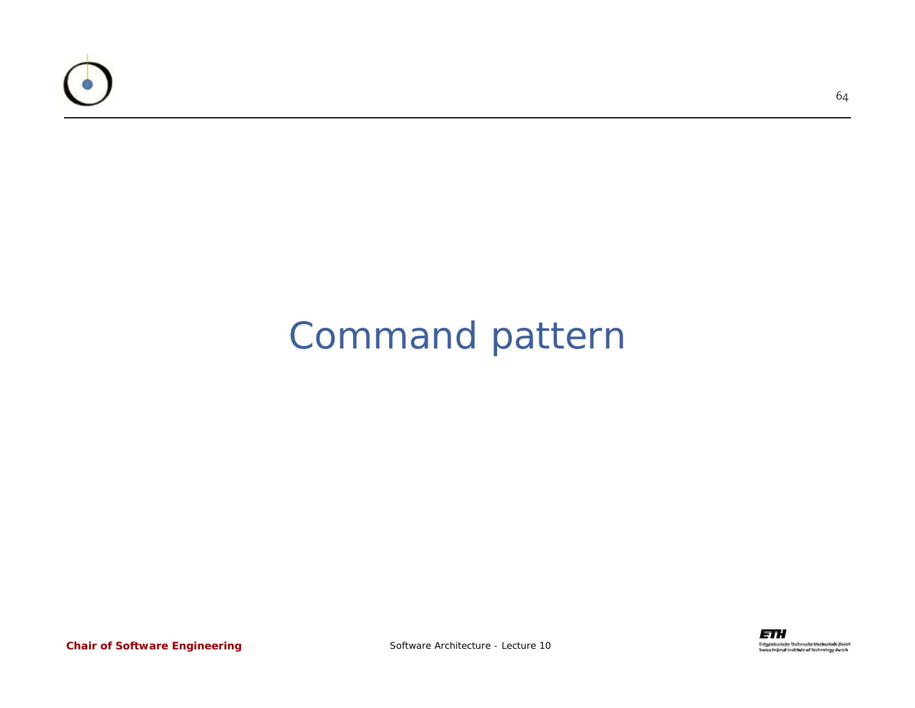# Command pattern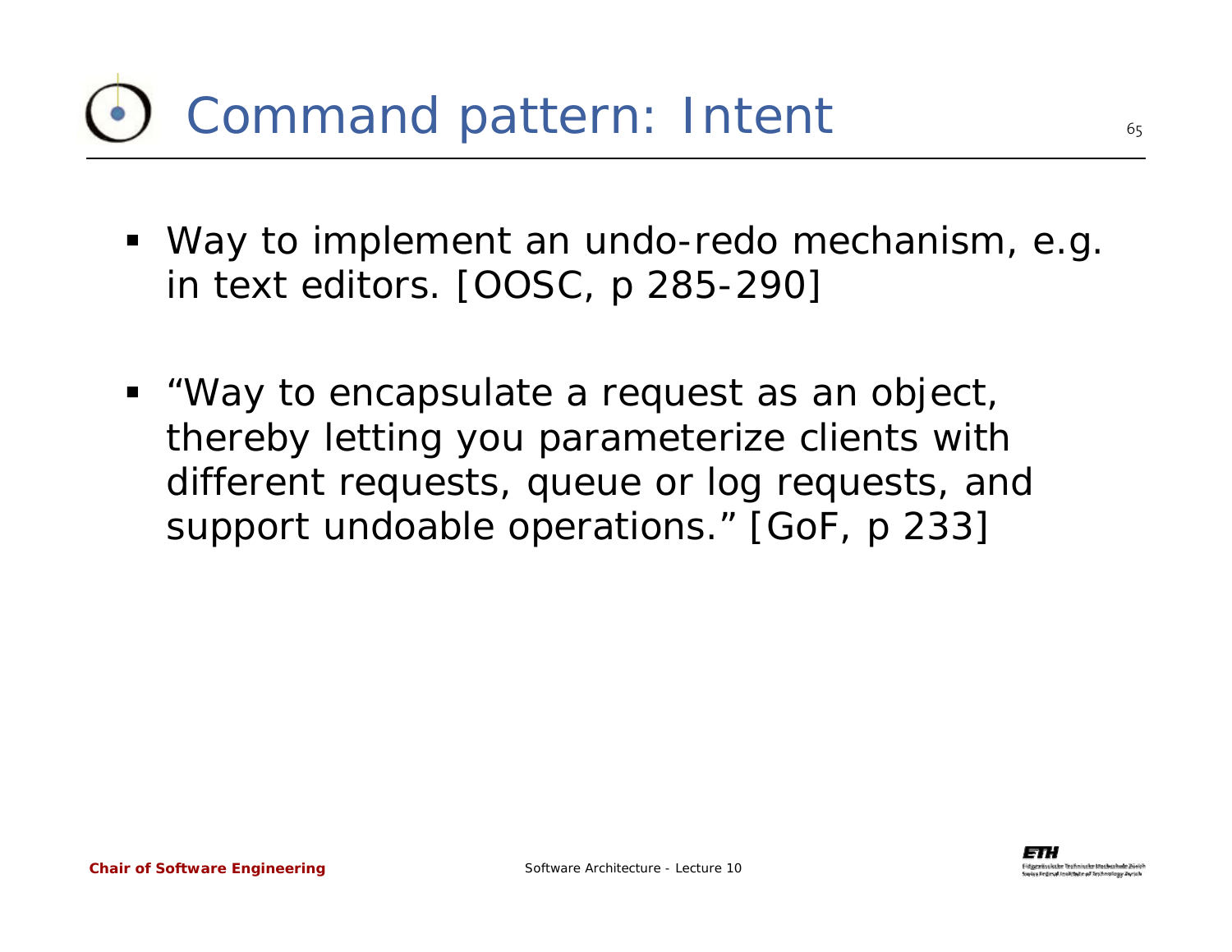# Command pattern: Intent

- Way to implement an undo-redo mechanism, e.g. in text editors. [OOSC, p 285-290]

- "Way to encapsulate a request as an object, thereby letting you parameterize clients with different requests, queue or log requests, and support undoable operations." [GoF, p 233]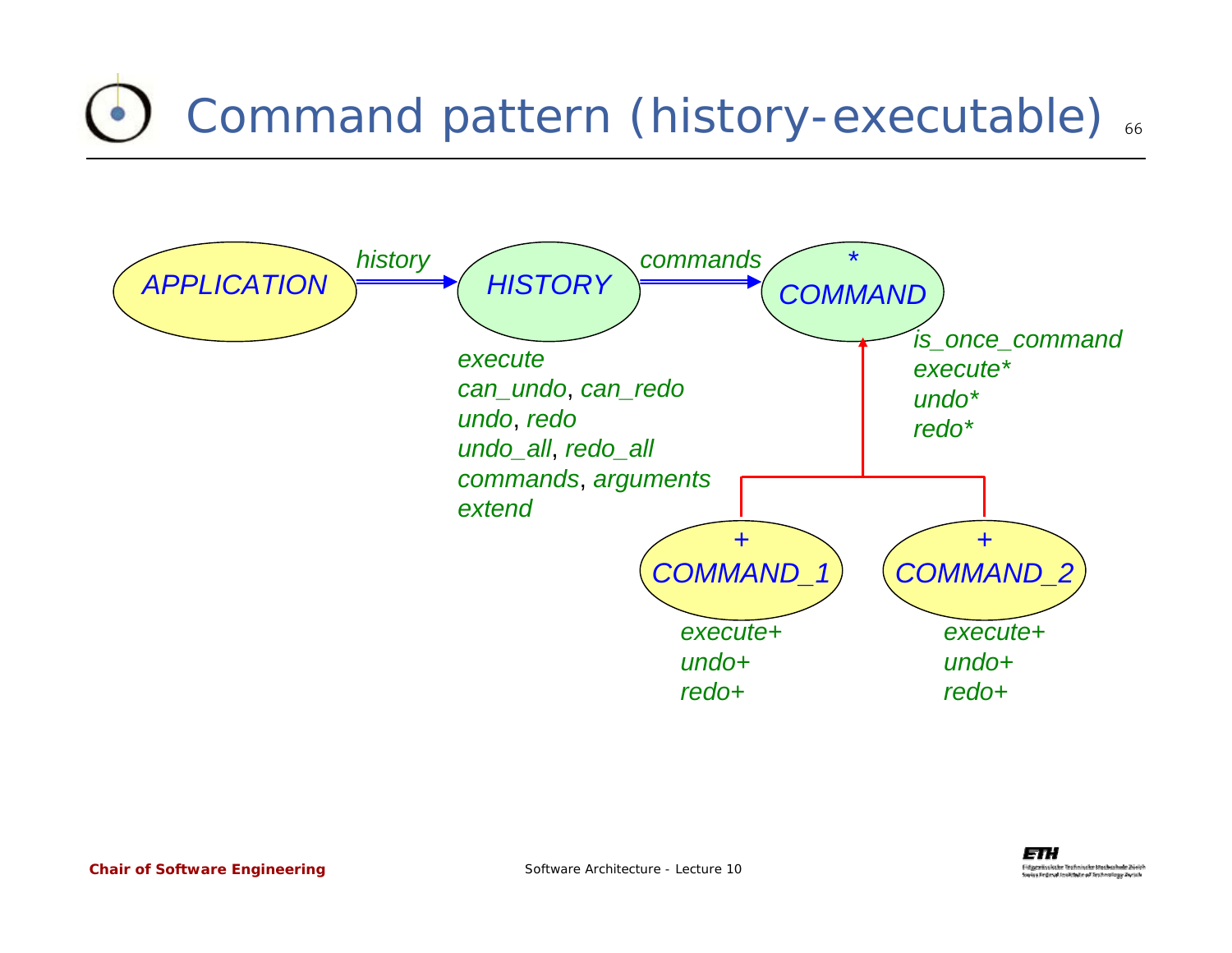# Command pattern (history-executable)

*APPLICATION* —*history*→ *HISTORY* —*commands*→ *\* COMMAND*

*HISTORY*:

*execute*
*can_undo*, *can_redo*
*undo*, *redo*
*undo_all*, *redo_all*
*commands*, *arguments*
*extend*

*\* COMMAND*:

*is_once_command*
*execute\**
*undo\**
*redo\**

*+ COMMAND_1* (inherits from *COMMAND*):

*execute+*
*undo+*
*redo+*

*+ COMMAND_2* (inherits from *COMMAND*):

*execute+*
*undo+*
*redo+*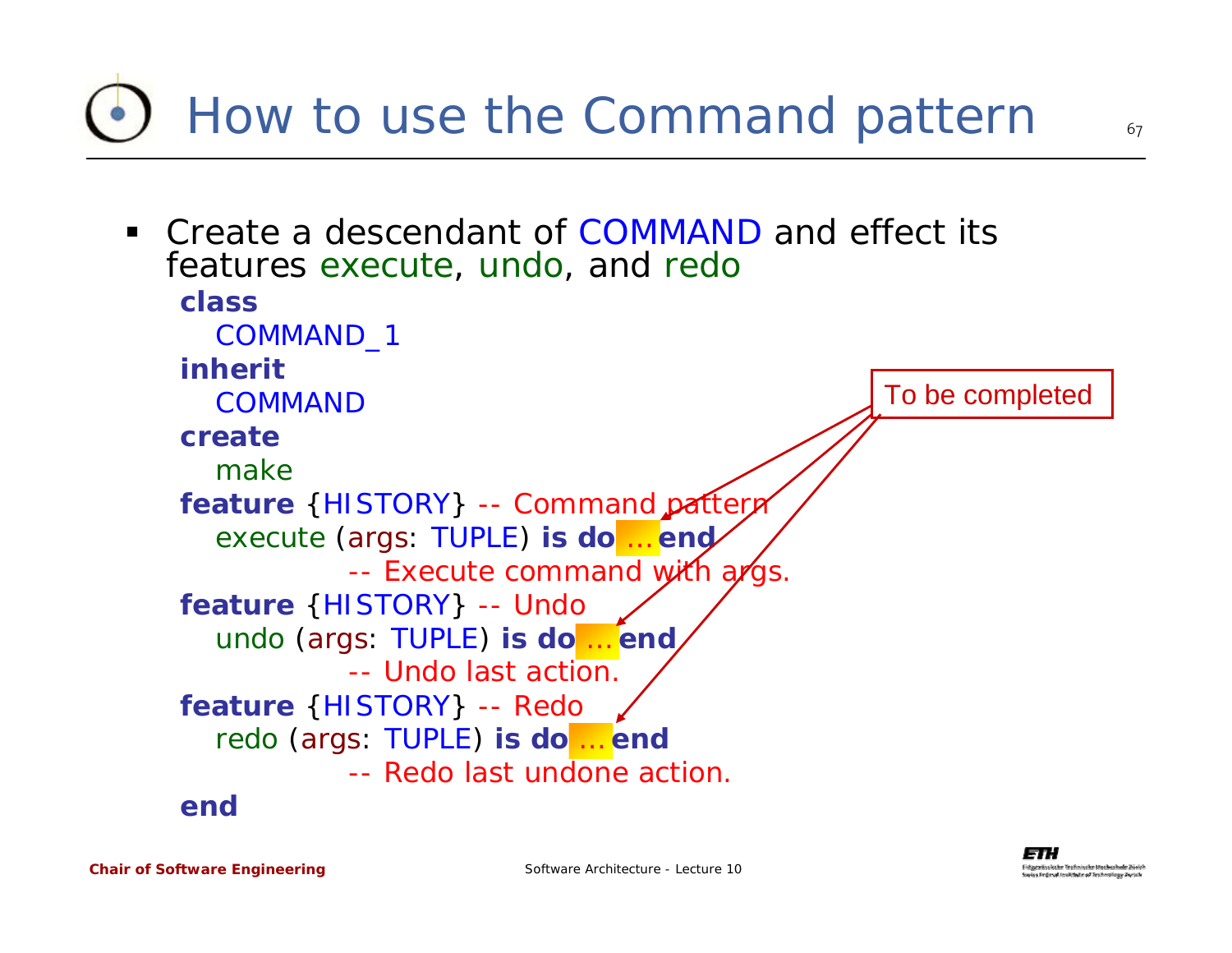# How to use the Command pattern

- Create a descendant of COMMAND and effect its features execute, undo, and redo

```
class
    COMMAND_1
inherit
    COMMAND
create
    make
feature {HISTORY} -- Command pattern
    execute (args: TUPLE) is do ... end
            -- Execute command with args.
feature {HISTORY} -- Undo
    undo (args: TUPLE) is do ... end
            -- Undo last action.
feature {HISTORY} -- Redo
    redo (args: TUPLE) is do ... end
            -- Redo last undone action.
end
```

To be completed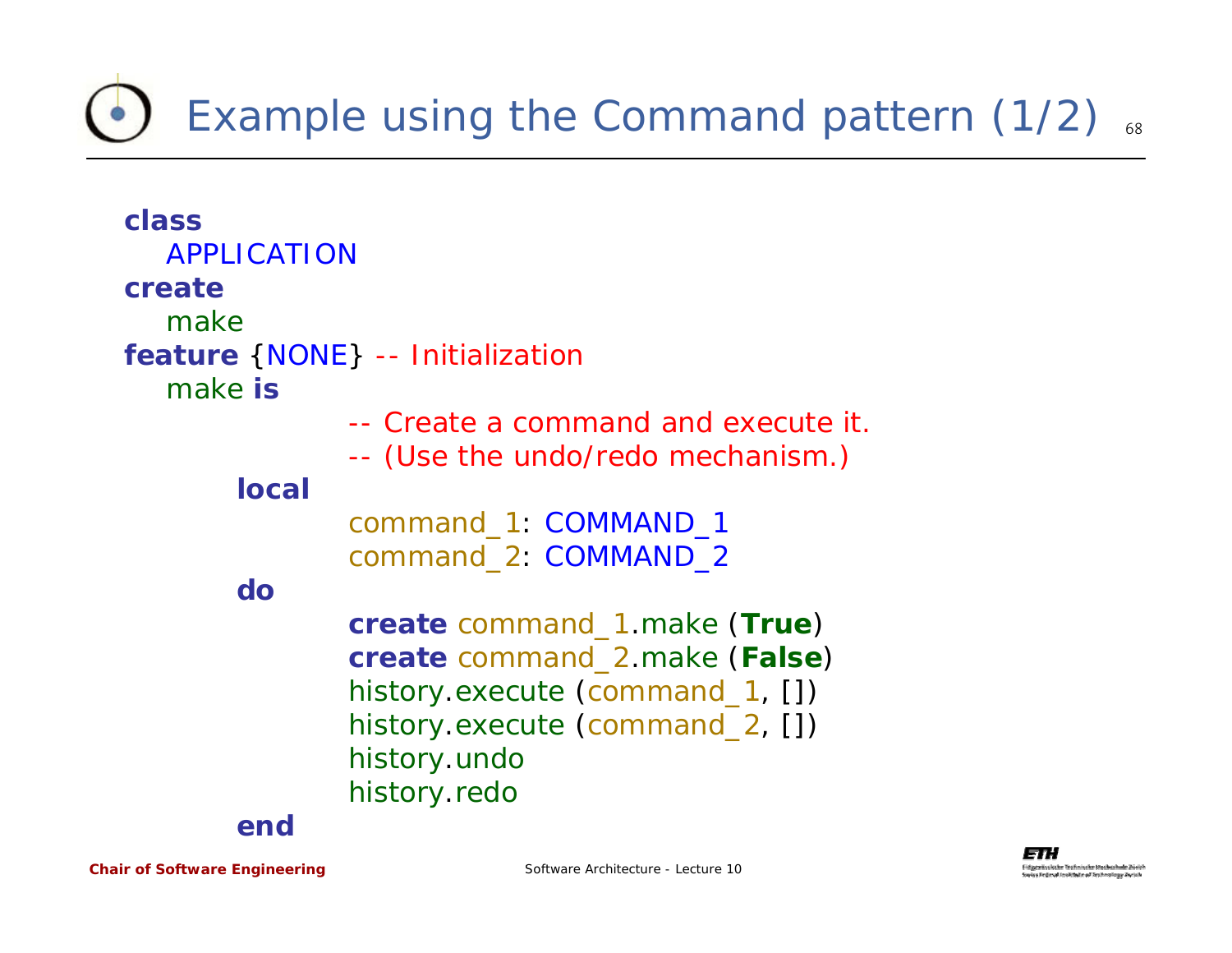# Example using the Command pattern (1/2)

```
class
    APPLICATION
create
    make
feature {NONE} -- Initialization
    make is
                -- Create a command and execute it.
                -- (Use the undo/redo mechanism.)
        local
                command_1: COMMAND_1
                command_2: COMMAND_2
        do
                create command_1.make (True)
                create command_2.make (False)
                history.execute (command_1, [])
                history.execute (command_2, [])
                history.undo
                history.redo
        end
```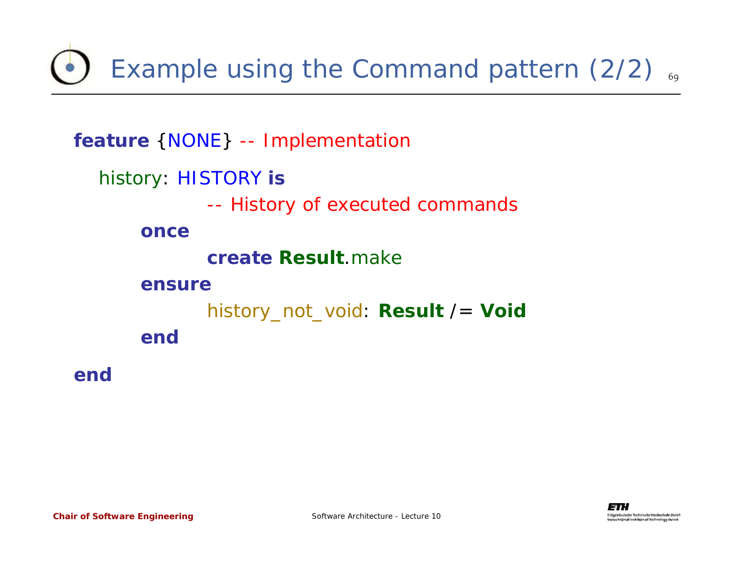# Example using the Command pattern (2/2)

```
feature {NONE} -- Implementation

   history: HISTORY is
            -- History of executed commands
      once
            create Result.make
      ensure
            history_not_void: Result /= Void
      end

end
```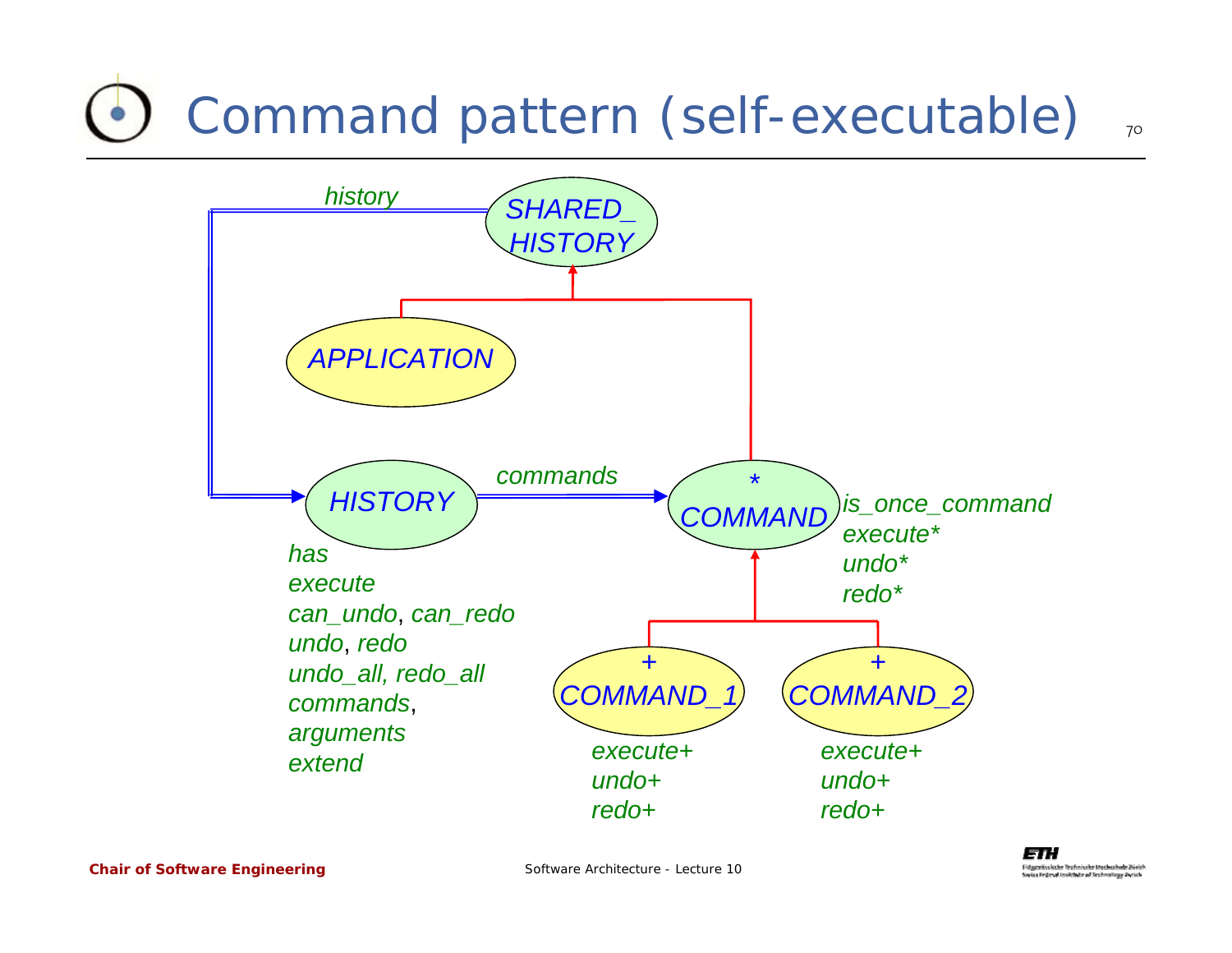# Command pattern (self-executable)

*history*

SHARED_HISTORY

APPLICATION

HISTORY

*commands*

\* COMMAND

*is_once_command*
*execute\**
*undo\**
*redo\**

*has*
*execute*
*can_undo*, *can_redo*
*undo*, *redo*
*undo_all, redo_all*
*commands*,
*arguments*
*extend*

+ COMMAND_1

*execute+*
*undo+*
*redo+*

+ COMMAND_2

*execute+*
*undo+*
*redo+*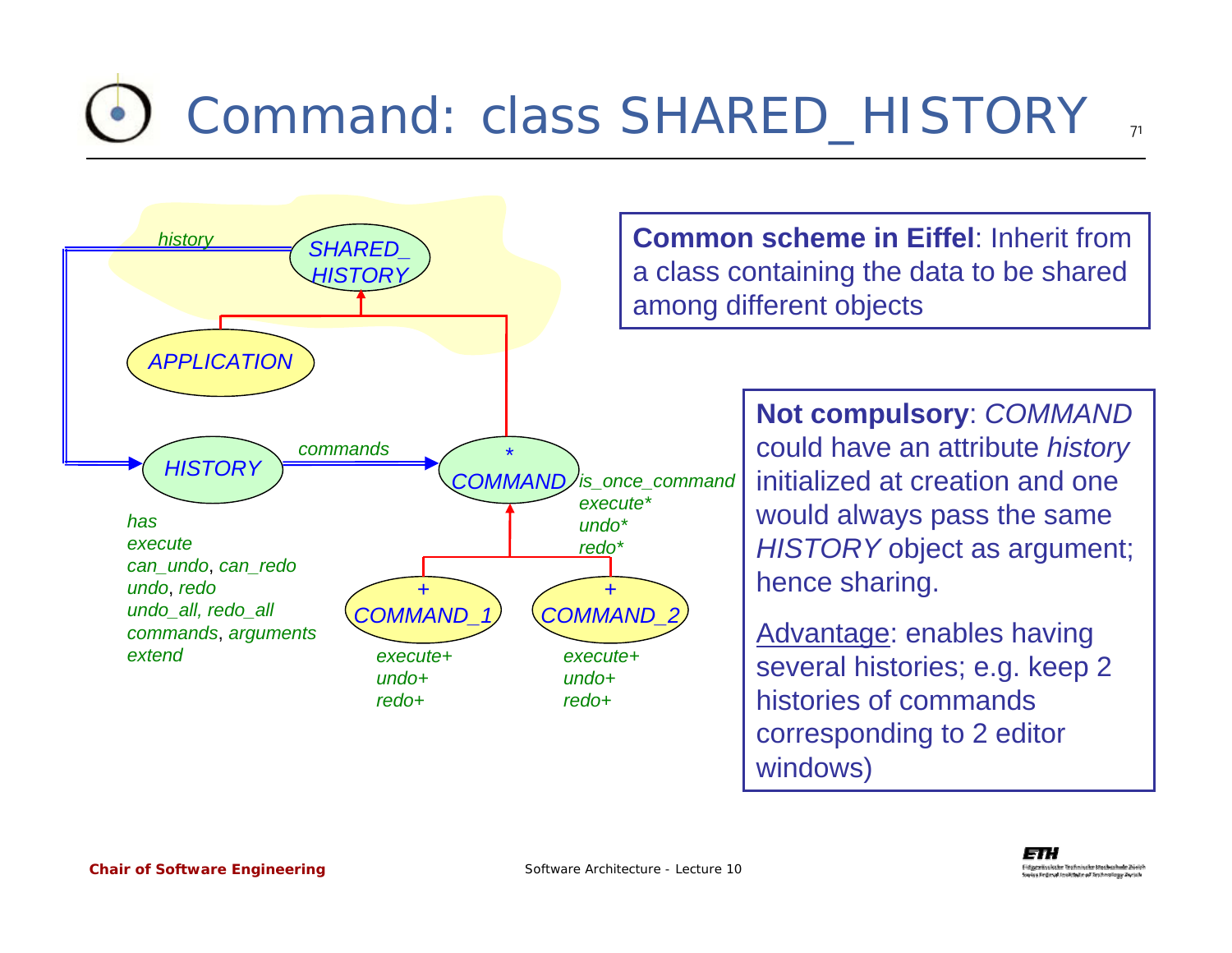# Command: class SHARED_HISTORY

history

SHARED_HISTORY

APPLICATION

HISTORY

commands

*
COMMAND

is_once_command
execute*
undo*
redo*

has
execute
can_undo, can_redo
undo, redo
undo_all, redo_all
commands, arguments
extend

+
COMMAND_1

execute+
undo+
redo+

+
COMMAND_2

execute+
undo+
redo+

**Common scheme in Eiffel**: Inherit from a class containing the data to be shared among different objects

**Not compulsory**: *COMMAND* could have an attribute *history* initialized at creation and one would always pass the same *HISTORY* object as argument; hence sharing.

Advantage: enables having several histories; e.g. keep 2 histories of commands corresponding to 2 editor windows)